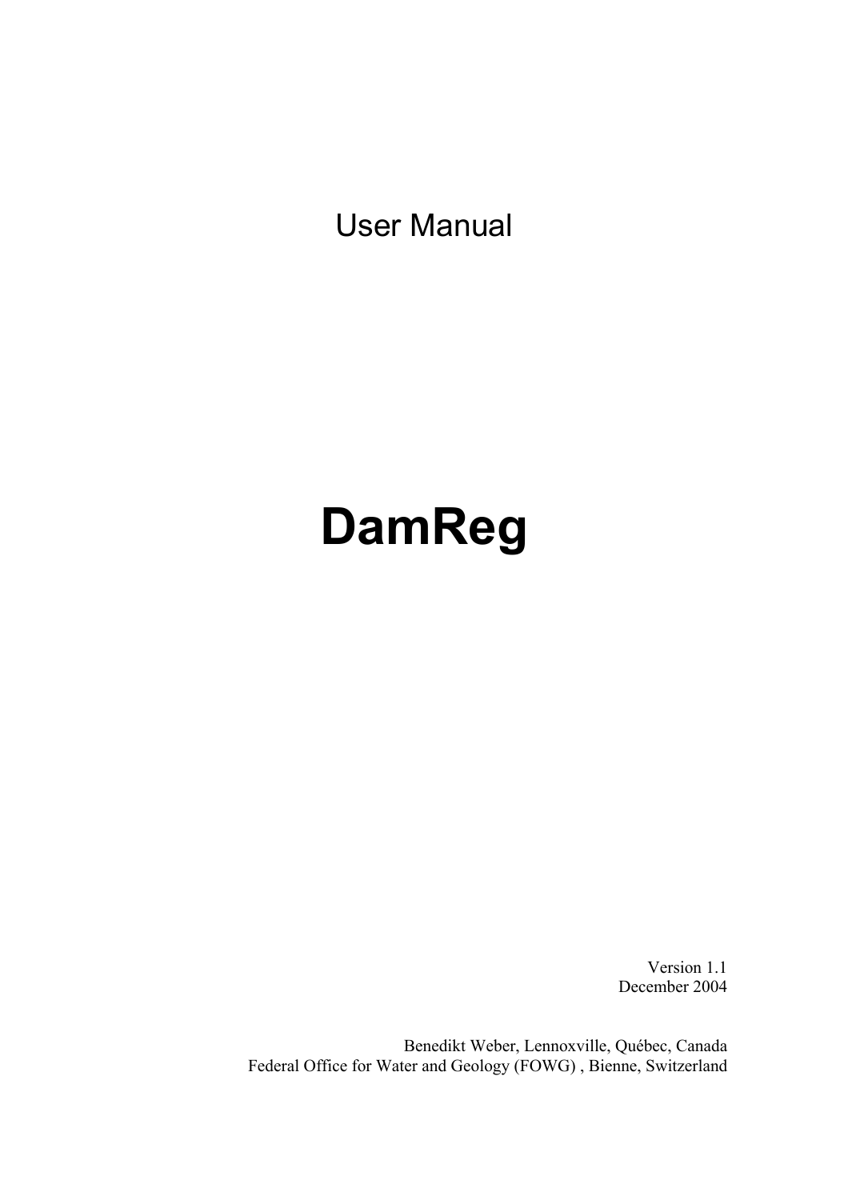User Manual

# DamReg

Version 1.1
December 2004

Benedikt Weber, Lennoxville, Québec, Canada
Federal Office for Water and Geology (FOWG) , Bienne, Switzerland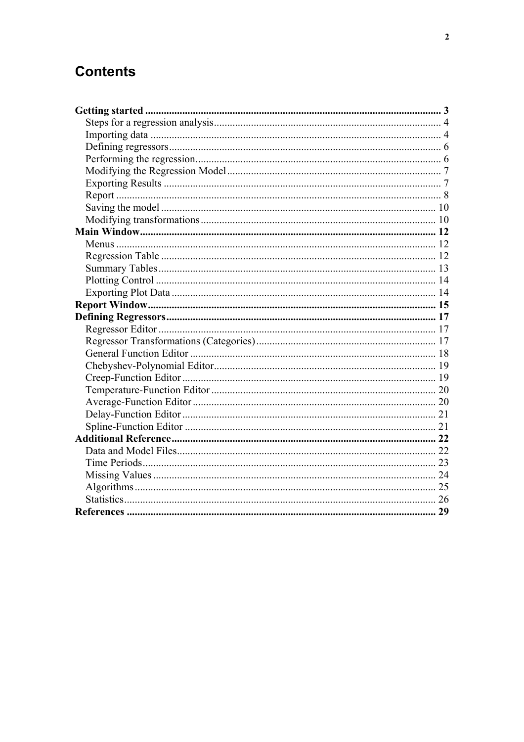# Contents

**Getting started** .......... **3**
- Steps for a regression analysis .......... 4
- Importing data .......... 4
- Defining regressors .......... 6
- Performing the regression .......... 6
- Modifying the Regression Model .......... 7
- Exporting Results .......... 7
- Report .......... 8
- Saving the model .......... 10
- Modifying transformations .......... 10

**Main Window** .......... **12**
- Menus .......... 12
- Regression Table .......... 12
- Summary Tables .......... 13
- Plotting Control .......... 14
- Exporting Plot Data .......... 14

**Report Window** .......... **15**

**Defining Regressors** .......... **17**
- Regressor Editor .......... 17
- Regressor Transformations (Categories) .......... 17
- General Function Editor .......... 18
- Chebyshev-Polynomial Editor .......... 19
- Creep-Function Editor .......... 19
- Temperature-Function Editor .......... 20
- Average-Function Editor .......... 20
- Delay-Function Editor .......... 21
- Spline-Function Editor .......... 21

**Additional Reference** .......... **22**
- Data and Model Files .......... 22
- Time Periods .......... 23
- Missing Values .......... 24
- Algorithms .......... 25
- Statistics .......... 26

**References** .......... **29**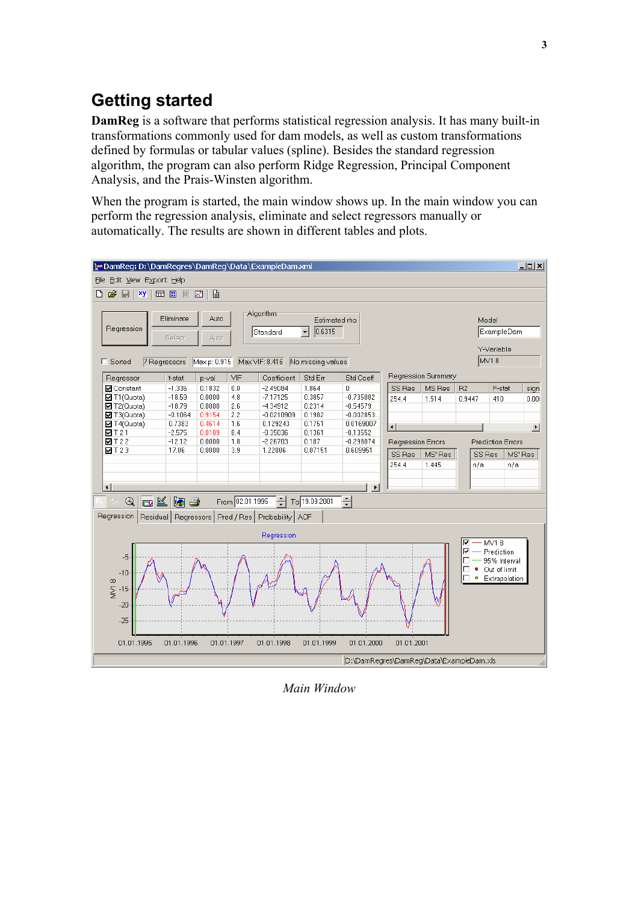## Getting started

**DamReg** is a software that performs statistical regression analysis. It has many built-in transformations commonly used for dam models, as well as custom transformations defined by formulas or tabular values (spline). Besides the standard regression algorithm, the program can also perform Ridge Regression, Principal Component Analysis, and the Prais-Winsten algorithm.

When the program is started, the main window shows up. In the main window you can perform the regression analysis, eliminate and select regressors manually or automatically. The results are shown in different tables and plots.

*Main Window*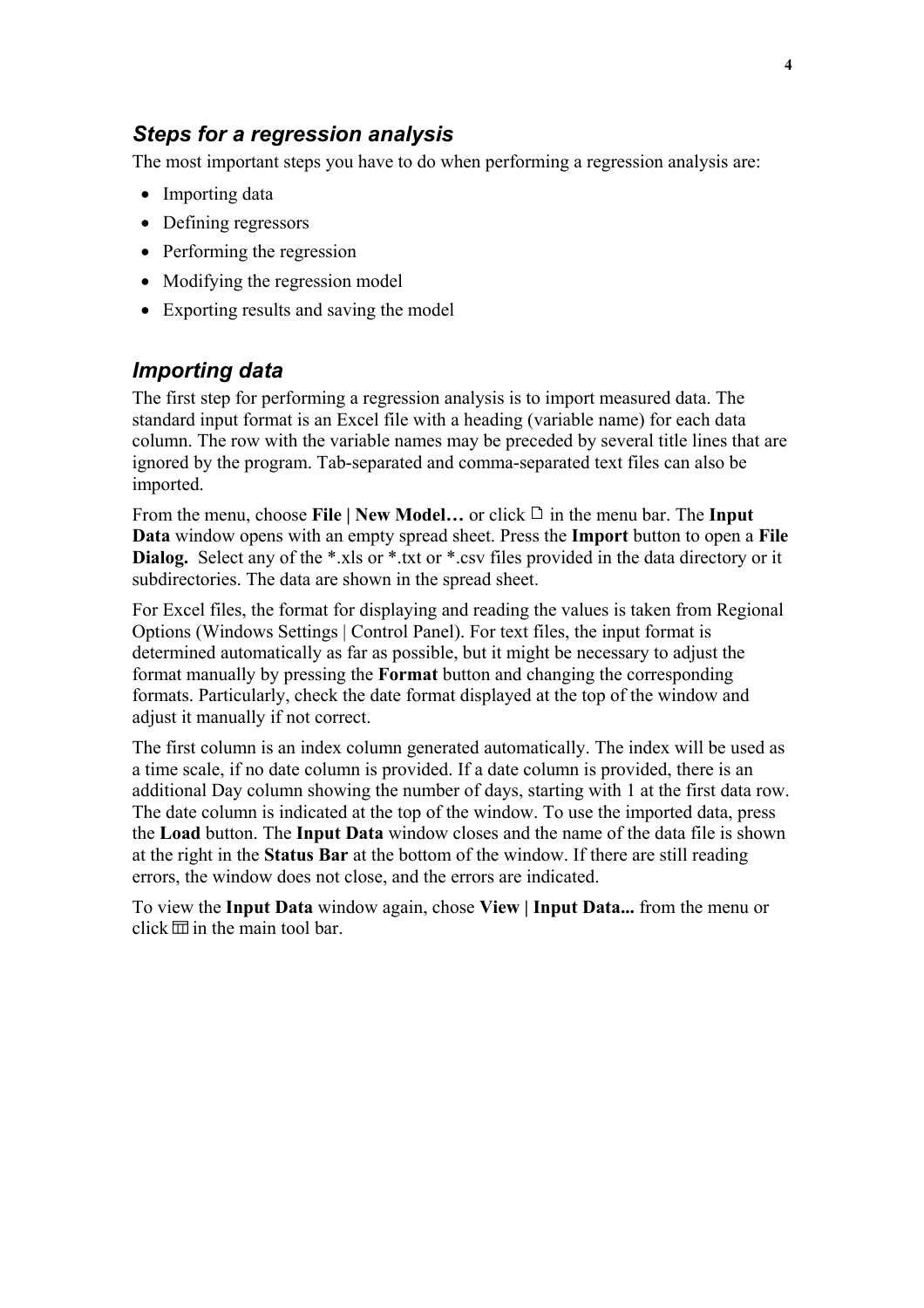## *Steps for a regression analysis*

The most important steps you have to do when performing a regression analysis are:

- Importing data
- Defining regressors
- Performing the regression
- Modifying the regression model
- Exporting results and saving the model

## *Importing data*

The first step for performing a regression analysis is to import measured data. The standard input format is an Excel file with a heading (variable name) for each data column. The row with the variable names may be preceded by several title lines that are ignored by the program. Tab-separated and comma-separated text files can also be imported.

From the menu, choose **File | New Model…** or click 🗋 in the menu bar. The **Input Data** window opens with an empty spread sheet. Press the **Import** button to open a **File Dialog.** Select any of the *.xls or *.txt or *.csv files provided in the data directory or it subdirectories. The data are shown in the spread sheet.

For Excel files, the format for displaying and reading the values is taken from Regional Options (Windows Settings | Control Panel). For text files, the input format is determined automatically as far as possible, but it might be necessary to adjust the format manually by pressing the **Format** button and changing the corresponding formats. Particularly, check the date format displayed at the top of the window and adjust it manually if not correct.

The first column is an index column generated automatically. The index will be used as a time scale, if no date column is provided. If a date column is provided, there is an additional Day column showing the number of days, starting with 1 at the first data row. The date column is indicated at the top of the window. To use the imported data, press the **Load** button. The **Input Data** window closes and the name of the data file is shown at the right in the **Status Bar** at the bottom of the window. If there are still reading errors, the window does not close, and the errors are indicated.

To view the **Input Data** window again, chose **View | Input Data...** from the menu or click ▦ in the main tool bar.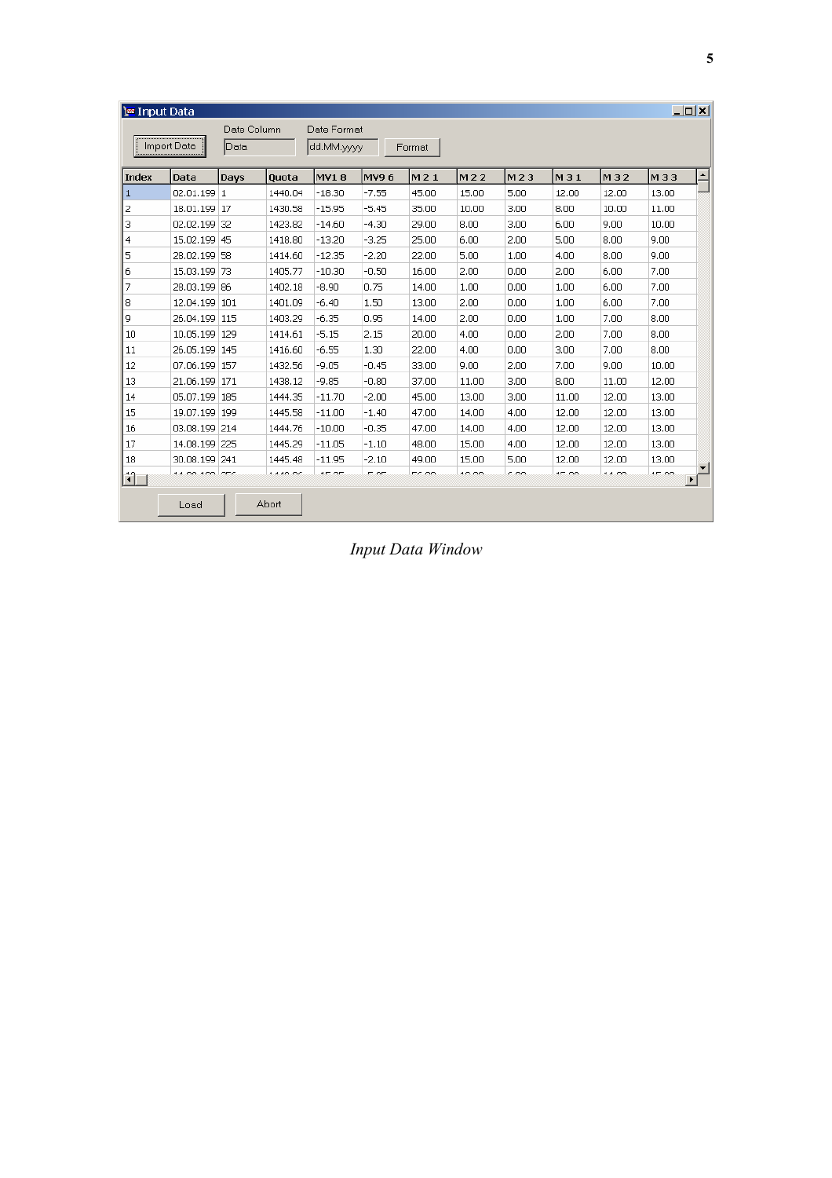| Index | Data | Days | Quota | MV1 8 | MV9 6 | M 2 1 | M 2 2 | M 2 3 | M 3 1 | M 3 2 | M 3 3 |
|---|---|---|---|---|---|---|---|---|---|---|---|
| 1 | 02.01.199 | 1 | 1440.04 | -18.30 | -7.55 | 45.00 | 15.00 | 5.00 | 12.00 | 12.00 | 13.00 |
| 2 | 18.01.199 | 17 | 1430.58 | -15.95 | -5.45 | 35.00 | 10.00 | 3.00 | 8.00 | 10.00 | 11.00 |
| 3 | 02.02.199 | 32 | 1423.82 | -14.60 | -4.30 | 29.00 | 8.00 | 3.00 | 6.00 | 9.00 | 10.00 |
| 4 | 15.02.199 | 45 | 1418.80 | -13.20 | -3.25 | 25.00 | 6.00 | 2.00 | 5.00 | 8.00 | 9.00 |
| 5 | 28.02.199 | 58 | 1414.60 | -12.35 | -2.20 | 22.00 | 5.00 | 1.00 | 4.00 | 8.00 | 9.00 |
| 6 | 15.03.199 | 73 | 1405.77 | -10.30 | -0.50 | 16.00 | 2.00 | 0.00 | 2.00 | 6.00 | 7.00 |
| 7 | 28.03.199 | 86 | 1402.18 | -8.90 | 0.75 | 14.00 | 1.00 | 0.00 | 1.00 | 6.00 | 7.00 |
| 8 | 12.04.199 | 101 | 1401.09 | -6.40 | 1.50 | 13.00 | 2.00 | 0.00 | 1.00 | 6.00 | 7.00 |
| 9 | 26.04.199 | 115 | 1403.29 | -6.35 | 0.95 | 14.00 | 2.00 | 0.00 | 1.00 | 7.00 | 8.00 |
| 10 | 10.05.199 | 129 | 1414.61 | -5.15 | 2.15 | 20.00 | 4.00 | 0.00 | 2.00 | 7.00 | 8.00 |
| 11 | 26.05.199 | 145 | 1416.60 | -6.55 | 1.30 | 22.00 | 4.00 | 0.00 | 3.00 | 7.00 | 8.00 |
| 12 | 07.06.199 | 157 | 1432.56 | -9.05 | -0.45 | 33.00 | 9.00 | 2.00 | 7.00 | 9.00 | 10.00 |
| 13 | 21.06.199 | 171 | 1438.12 | -9.85 | -0.80 | 37.00 | 11.00 | 3.00 | 8.00 | 11.00 | 12.00 |
| 14 | 05.07.199 | 185 | 1444.35 | -11.70 | -2.00 | 45.00 | 13.00 | 3.00 | 11.00 | 12.00 | 13.00 |
| 15 | 19.07.199 | 199 | 1445.58 | -11.00 | -1.40 | 47.00 | 14.00 | 4.00 | 12.00 | 12.00 | 13.00 |
| 16 | 03.08.199 | 214 | 1444.76 | -10.00 | -0.35 | 47.00 | 14.00 | 4.00 | 12.00 | 12.00 | 13.00 |
| 17 | 14.08.199 | 225 | 1445.29 | -11.05 | -1.10 | 48.00 | 15.00 | 4.00 | 12.00 | 12.00 | 13.00 |
| 18 | 30.08.199 | 241 | 1445.48 | -11.95 | -2.10 | 49.00 | 15.00 | 5.00 | 12.00 | 12.00 | 13.00 |

*Input Data Window*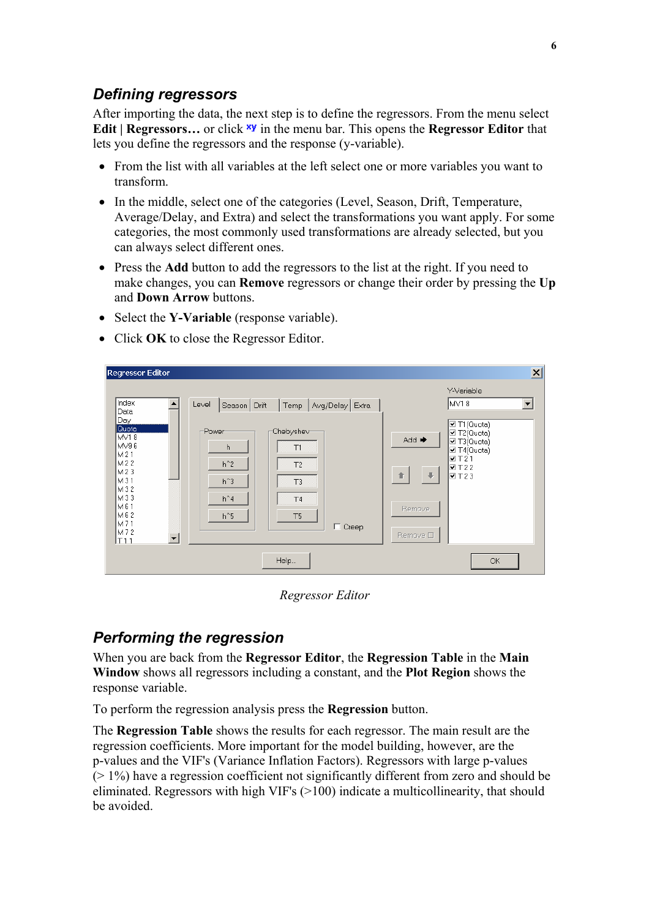## *Defining regressors*

After importing the data, the next step is to define the regressors. From the menu select **Edit | Regressors…** or click **xy** in the menu bar. This opens the **Regressor Editor** that lets you define the regressors and the response (y-variable).

- From the list with all variables at the left select one or more variables you want to transform.
- In the middle, select one of the categories (Level, Season, Drift, Temperature, Average/Delay, and Extra) and select the transformations you want apply. For some categories, the most commonly used transformations are already selected, but you can always select different ones.
- Press the **Add** button to add the regressors to the list at the right. If you need to make changes, you can **Remove** regressors or change their order by pressing the **Up** and **Down Arrow** buttons.
- Select the **Y-Variable** (response variable).
- Click **OK** to close the Regressor Editor.

Regressor Editor

Index
Data
Day
Quota
MV1 8
MV9 6
M2 1
M2 2
M2 3
M3 1
M3 2
M3 3
M6 1
M6 2
M7 1
M7 2
T1 1

Level
Season
Drift
Temp
Avg/Delay
Extra

Power
h
h^2
h^3
h^4
h^5

Chebyshev
T1
T2
T3
T4
T5

Creep

Add
Remove
Remove

Y-Variable
MV1 8

T1(Quota)
T2(Quota)
T3(Quota)
T4(Quota)
T2 1
T2 2
T2 3

Help...
OK

*Regressor Editor*

## *Performing the regression*

When you are back from the **Regressor Editor**, the **Regression Table** in the **Main Window** shows all regressors including a constant, and the **Plot Region** shows the response variable.

To perform the regression analysis press the **Regression** button.

The **Regression Table** shows the results for each regressor. The main result are the regression coefficients. More important for the model building, however, are the p-values and the VIF's (Variance Inflation Factors). Regressors with large p-values (> 1%) have a regression coefficient not significantly different from zero and should be eliminated. Regressors with high VIF's (>100) indicate a multicollinearity, that should be avoided.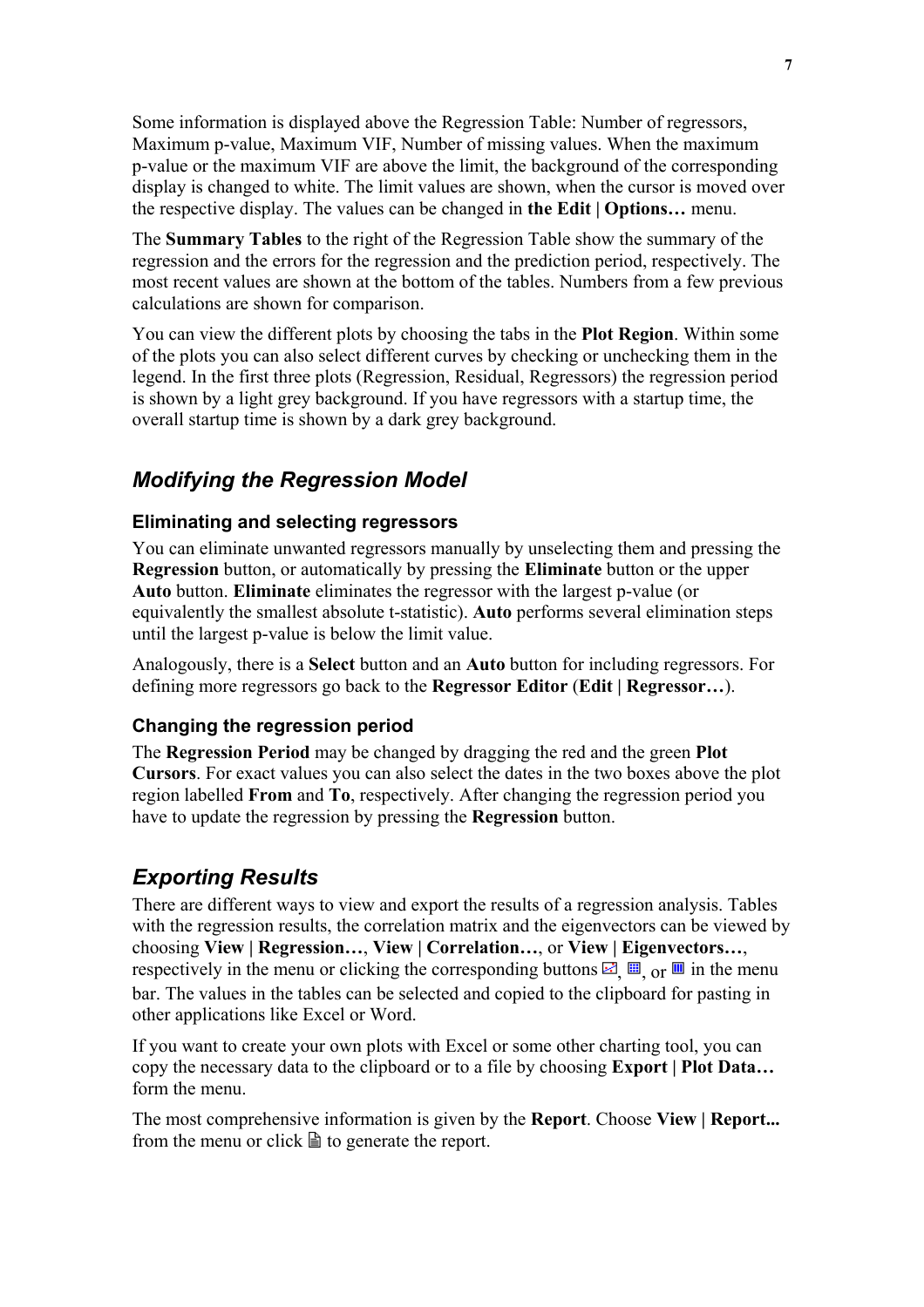Some information is displayed above the Regression Table: Number of regressors, Maximum p-value, Maximum VIF, Number of missing values. When the maximum p-value or the maximum VIF are above the limit, the background of the corresponding display is changed to white. The limit values are shown, when the cursor is moved over the respective display. The values can be changed in **the Edit | Options…** menu.

The **Summary Tables** to the right of the Regression Table show the summary of the regression and the errors for the regression and the prediction period, respectively. The most recent values are shown at the bottom of the tables. Numbers from a few previous calculations are shown for comparison.

You can view the different plots by choosing the tabs in the **Plot Region**. Within some of the plots you can also select different curves by checking or unchecking them in the legend. In the first three plots (Regression, Residual, Regressors) the regression period is shown by a light grey background. If you have regressors with a startup time, the overall startup time is shown by a dark grey background.

## *Modifying the Regression Model*

### Eliminating and selecting regressors

You can eliminate unwanted regressors manually by unselecting them and pressing the **Regression** button, or automatically by pressing the **Eliminate** button or the upper **Auto** button. **Eliminate** eliminates the regressor with the largest p-value (or equivalently the smallest absolute t-statistic). **Auto** performs several elimination steps until the largest p-value is below the limit value.

Analogously, there is a **Select** button and an **Auto** button for including regressors. For defining more regressors go back to the **Regressor Editor** (**Edit | Regressor…**).

### Changing the regression period

The **Regression Period** may be changed by dragging the red and the green **Plot Cursors**. For exact values you can also select the dates in the two boxes above the plot region labelled **From** and **To**, respectively. After changing the regression period you have to update the regression by pressing the **Regression** button.

## *Exporting Results*

There are different ways to view and export the results of a regression analysis. Tables with the regression results, the correlation matrix and the eigenvectors can be viewed by choosing **View | Regression…**, **View | Correlation…**, or **View | Eigenvectors…**, respectively in the menu or clicking the corresponding buttons , , or in the menu bar. The values in the tables can be selected and copied to the clipboard for pasting in other applications like Excel or Word.

If you want to create your own plots with Excel or some other charting tool, you can copy the necessary data to the clipboard or to a file by choosing **Export | Plot Data…** form the menu.

The most comprehensive information is given by the **Report**. Choose **View | Report...** from the menu or click to generate the report.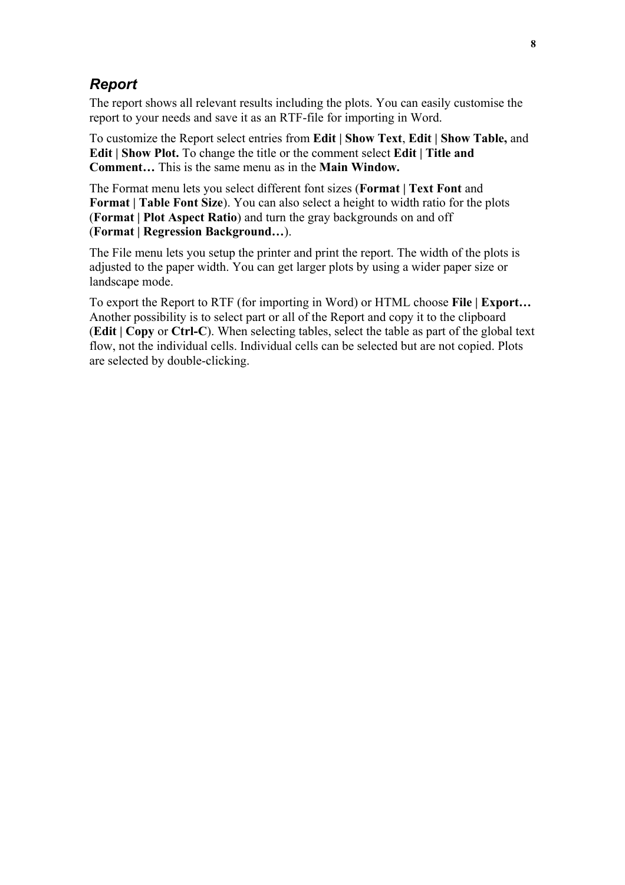## *Report*

The report shows all relevant results including the plots. You can easily customise the report to your needs and save it as an RTF-file for importing in Word.

To customize the Report select entries from **Edit | Show Text**, **Edit | Show Table,** and **Edit | Show Plot.** To change the title or the comment select **Edit | Title and Comment…** This is the same menu as in the **Main Window.**

The Format menu lets you select different font sizes (**Format | Text Font** and **Format | Table Font Size**). You can also select a height to width ratio for the plots (**Format | Plot Aspect Ratio**) and turn the gray backgrounds on and off (**Format | Regression Background…**).

The File menu lets you setup the printer and print the report. The width of the plots is adjusted to the paper width. You can get larger plots by using a wider paper size or landscape mode.

To export the Report to RTF (for importing in Word) or HTML choose **File | Export…** Another possibility is to select part or all of the Report and copy it to the clipboard (**Edit | Copy** or **Ctrl-C**). When selecting tables, select the table as part of the global text flow, not the individual cells. Individual cells can be selected but are not copied. Plots are selected by double-clicking.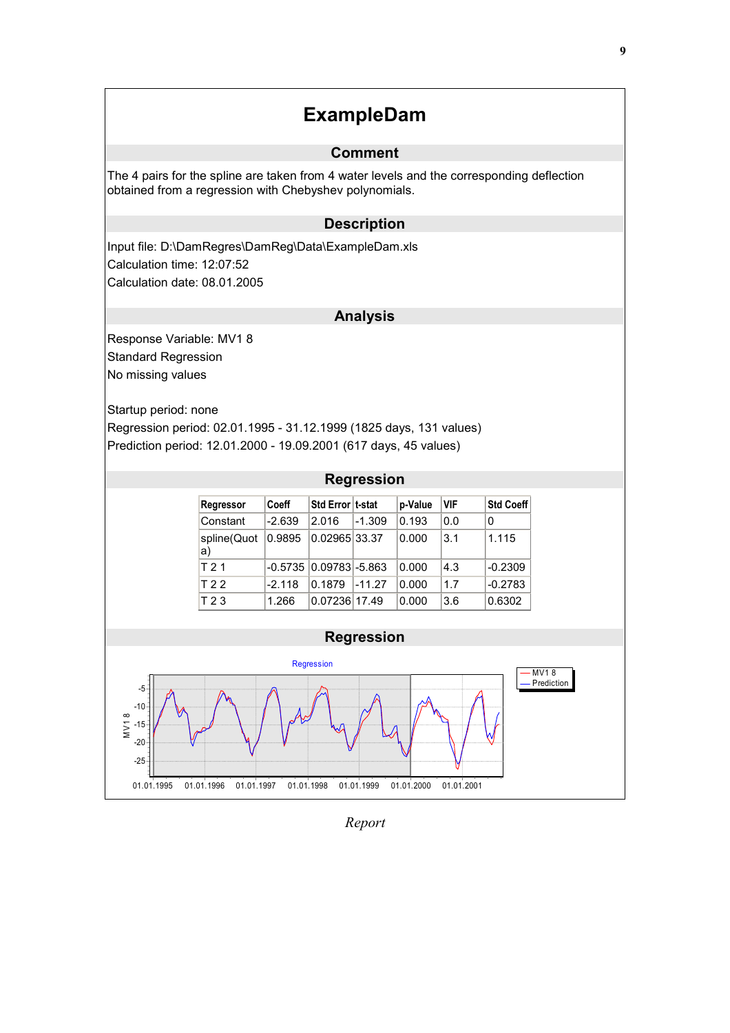# ExampleDam

## Comment

The 4 pairs for the spline are taken from 4 water levels and the corresponding deflection obtained from a regression with Chebyshev polynomials.

## Description

Input file: D:\DamRegres\DamReg\Data\ExampleDam.xls

Calculation time: 12:07:52

Calculation date: 08.01.2005

## Analysis

Response Variable: MV1 8

Standard Regression

No missing values

Startup period: none

Regression period: 02.01.1995 - 31.12.1999 (1825 days, 131 values)

Prediction period: 12.01.2000 - 19.09.2001 (617 days, 45 values)

## Regression

| Regressor | Coeff | Std Error | t-stat | p-Value | VIF | Std Coeff |
|---|---|---|---|---|---|---|
| Constant | -2.639 | 2.016 | -1.309 | 0.193 | 0.0 | 0 |
| spline(Quota) | 0.9895 | 0.02965 | 33.37 | 0.000 | 3.1 | 1.115 |
| T 2 1 | -0.5735 | 0.09783 | -5.863 | 0.000 | 4.3 | -0.2309 |
| T 2 2 | -2.118 | 0.1879 | -11.27 | 0.000 | 1.7 | -0.2783 |
| T 2 3 | 1.266 | 0.07236 | 17.49 | 0.000 | 3.6 | 0.6302 |

## Regression

Regression

MV1 8

-5
-10
-15
-20
-25

01.01.1995 01.01.1996 01.01.1997 01.01.1998 01.01.1999 01.01.2000 01.01.2001

MV1 8
Prediction

*Report*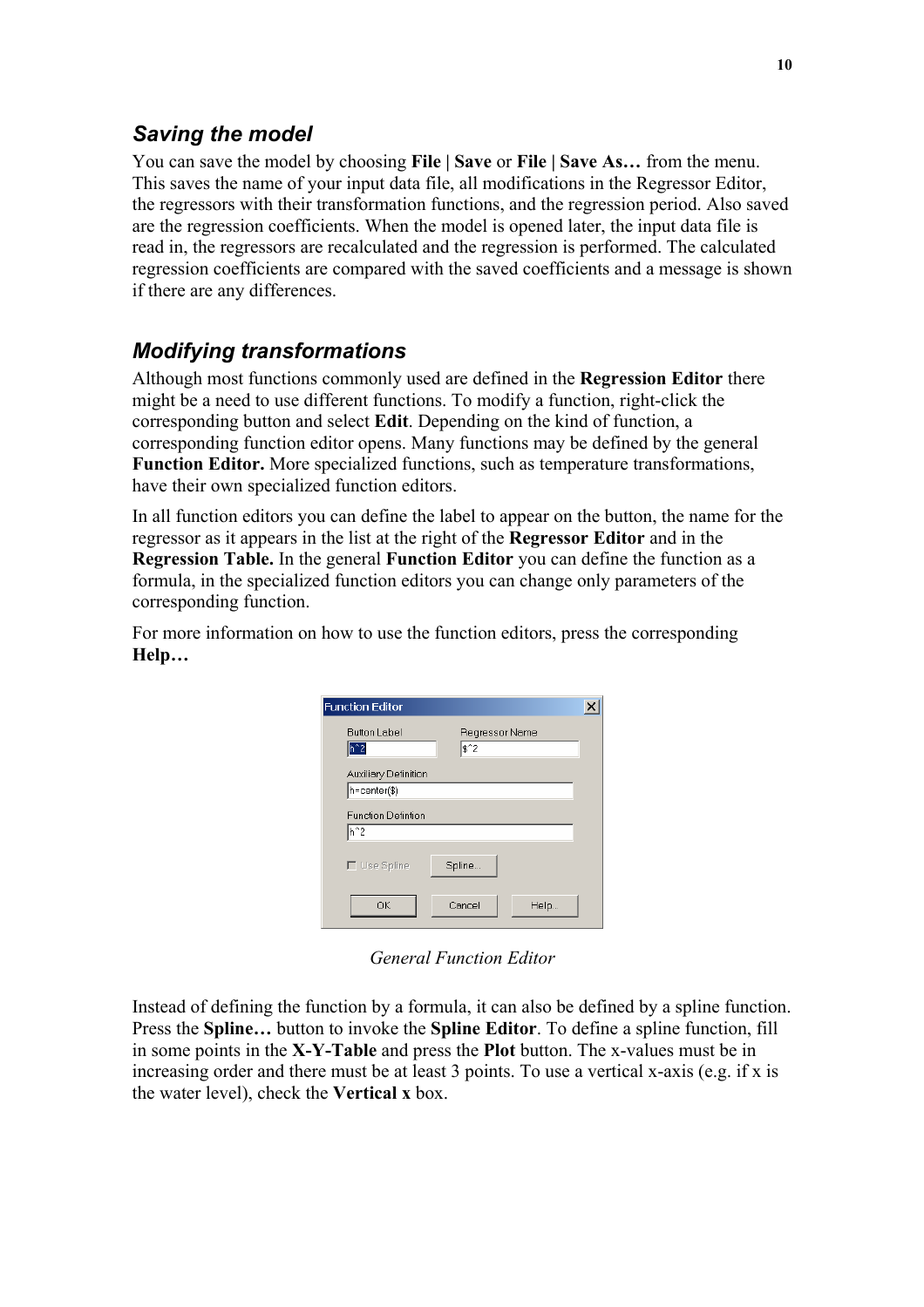## Saving the model

You can save the model by choosing **File | Save** or **File | Save As…** from the menu. This saves the name of your input data file, all modifications in the Regressor Editor, the regressors with their transformation functions, and the regression period. Also saved are the regression coefficients. When the model is opened later, the input data file is read in, the regressors are recalculated and the regression is performed. The calculated regression coefficients are compared with the saved coefficients and a message is shown if there are any differences.

## Modifying transformations

Although most functions commonly used are defined in the **Regression Editor** there might be a need to use different functions. To modify a function, right-click the corresponding button and select **Edit**. Depending on the kind of function, a corresponding function editor opens. Many functions may be defined by the general **Function Editor.** More specialized functions, such as temperature transformations, have their own specialized function editors.

In all function editors you can define the label to appear on the button, the name for the regressor as it appears in the list at the right of the **Regressor Editor** and in the **Regression Table.** In the general **Function Editor** you can define the function as a formula, in the specialized function editors you can change only parameters of the corresponding function.

For more information on how to use the function editors, press the corresponding **Help…**

Function Editor

Button Label

h^2

Regressor Name

$^2

Auxiliary Definition

h=center($)

Function Definition

h^2

Use Spline

Spline...

OK

Cancel

Help...

*General Function Editor*

Instead of defining the function by a formula, it can also be defined by a spline function. Press the **Spline…** button to invoke the **Spline Editor**. To define a spline function, fill in some points in the **X-Y-Table** and press the **Plot** button. The x-values must be in increasing order and there must be at least 3 points. To use a vertical x-axis (e.g. if x is the water level), check the **Vertical x** box.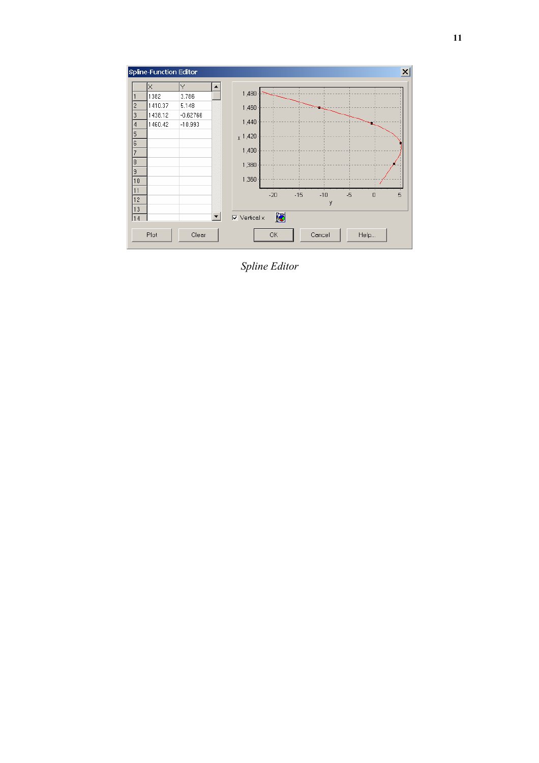Spline-Function Editor

| | X | Y |
|---|---|---|
| 1 | 1382 | 3.786 |
| 2 | 1410.37 | 5.148 |
| 3 | 1436.12 | -0.62766 |
| 4 | 1460.42 | -10.993 |
| 5 | | |
| 6 | | |
| 7 | | |
| 8 | | |
| 9 | | |
| 10 | | |
| 11 | | |
| 12 | | |
| 13 | | |
| 14 | | |

x

1,480
1,460
1,440
1,420
1,400
1,380
1,360

-20 -15 -10 -5 0 5

y

Vertical x

Plot Clear OK Cancel Help...

*Spline Editor*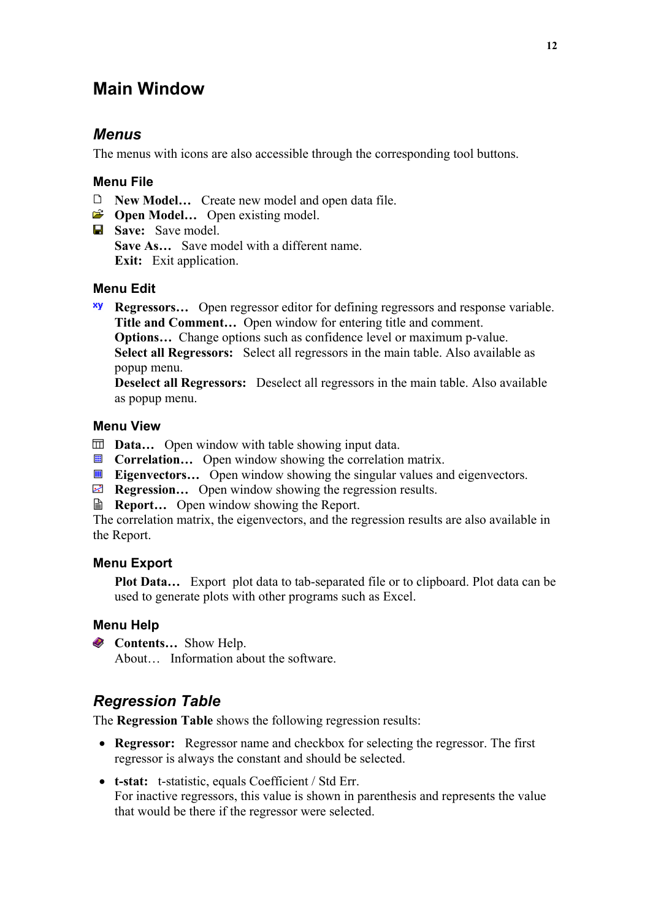# Main Window

## *Menus*

The menus with icons are also accessible through the corresponding tool buttons.

### Menu File

**New Model…** Create new model and open data file.
**Open Model…** Open existing model.
**Save:** Save model.
**Save As…** Save model with a different name.
**Exit:** Exit application.

### Menu Edit

**Regressors…** Open regressor editor for defining regressors and response variable.
**Title and Comment…** Open window for entering title and comment.
**Options…** Change options such as confidence level or maximum p-value.
**Select all Regressors:** Select all regressors in the main table. Also available as popup menu.
**Deselect all Regressors:** Deselect all regressors in the main table. Also available as popup menu.

### Menu View

**Data…** Open window with table showing input data.
**Correlation…** Open window showing the correlation matrix.
**Eigenvectors…** Open window showing the singular values and eigenvectors.
**Regression…** Open window showing the regression results.
**Report…** Open window showing the Report.
The correlation matrix, the eigenvectors, and the regression results are also available in the Report.

### Menu Export

**Plot Data…** Export plot data to tab-separated file or to clipboard. Plot data can be used to generate plots with other programs such as Excel.

### Menu Help

**Contents…** Show Help.
About… Information about the software.

## *Regression Table*

The **Regression Table** shows the following regression results:

- **Regressor:** Regressor name and checkbox for selecting the regressor. The first regressor is always the constant and should be selected.
- **t-stat:** t-statistic, equals Coefficient / Std Err.
  For inactive regressors, this value is shown in parenthesis and represents the value that would be there if the regressor were selected.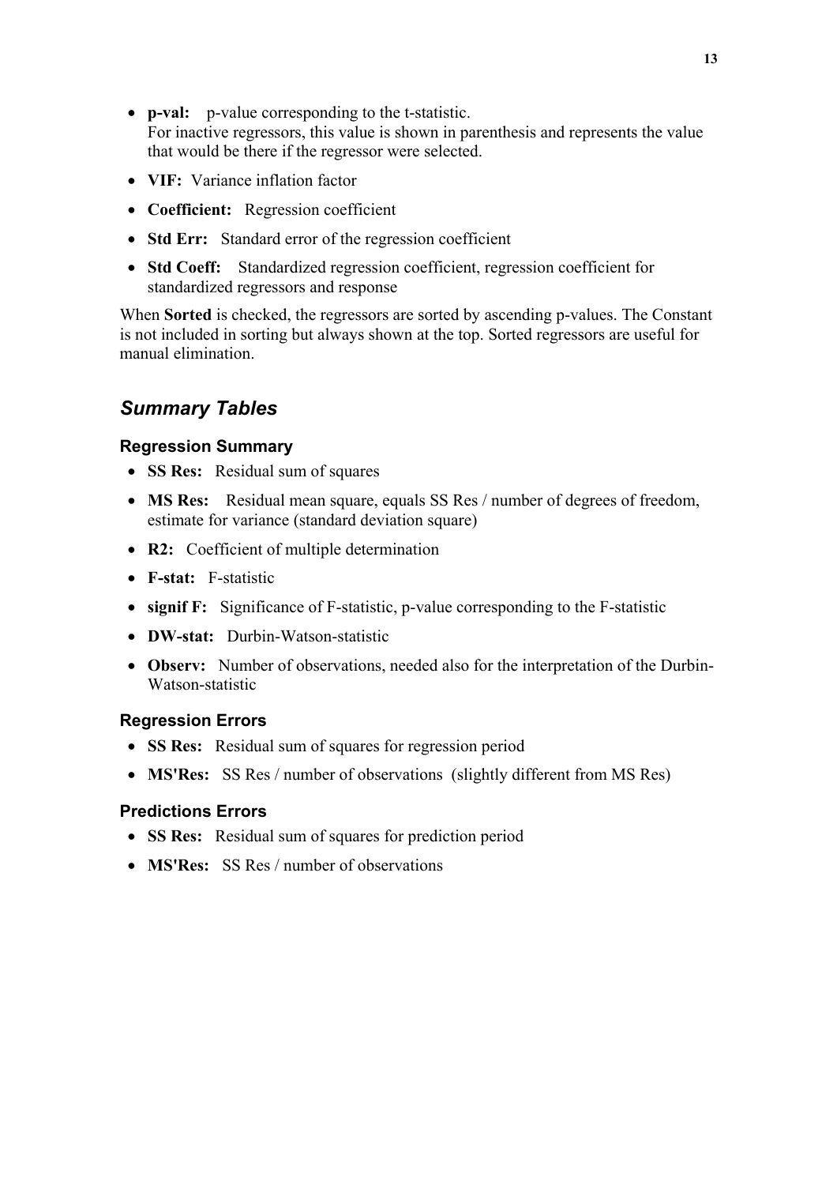- **p-val:** p-value corresponding to the t-statistic.
  For inactive regressors, this value is shown in parenthesis and represents the value that would be there if the regressor were selected.
- **VIF:** Variance inflation factor
- **Coefficient:** Regression coefficient
- **Std Err:** Standard error of the regression coefficient
- **Std Coeff:** Standardized regression coefficient, regression coefficient for standardized regressors and response

When **Sorted** is checked, the regressors are sorted by ascending p-values. The Constant is not included in sorting but always shown at the top. Sorted regressors are useful for manual elimination.

## *Summary Tables*

### Regression Summary

- **SS Res:** Residual sum of squares
- **MS Res:** Residual mean square, equals SS Res / number of degrees of freedom, estimate for variance (standard deviation square)
- **R2:** Coefficient of multiple determination
- **F-stat:** F-statistic
- **signif F:** Significance of F-statistic, p-value corresponding to the F-statistic
- **DW-stat:** Durbin-Watson-statistic
- **Observ:** Number of observations, needed also for the interpretation of the Durbin-Watson-statistic

### Regression Errors

- **SS Res:** Residual sum of squares for regression period
- **MS'Res:** SS Res / number of observations (slightly different from MS Res)

### Predictions Errors

- **SS Res:** Residual sum of squares for prediction period
- **MS'Res:** SS Res / number of observations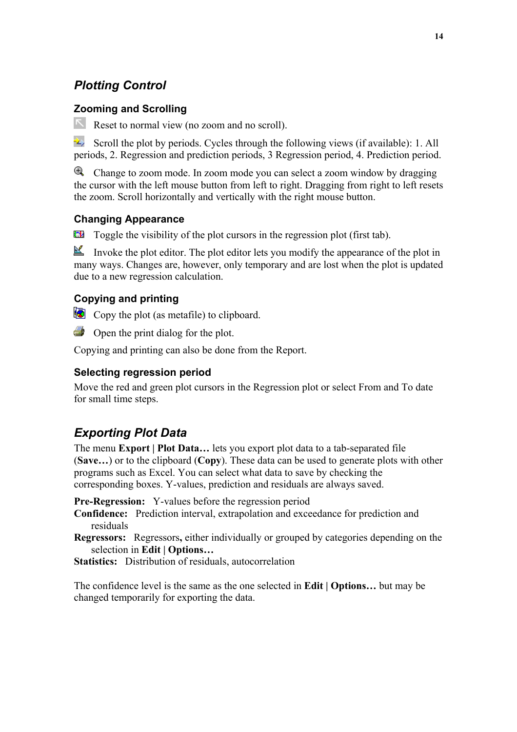## *Plotting Control*

### Zooming and Scrolling

Reset to normal view (no zoom and no scroll).

Scroll the plot by periods. Cycles through the following views (if available): 1. All periods, 2. Regression and prediction periods, 3 Regression period, 4. Prediction period.

Change to zoom mode. In zoom mode you can select a zoom window by dragging the cursor with the left mouse button from left to right. Dragging from right to left resets the zoom. Scroll horizontally and vertically with the right mouse button.

### Changing Appearance

Toggle the visibility of the plot cursors in the regression plot (first tab).

Invoke the plot editor. The plot editor lets you modify the appearance of the plot in many ways. Changes are, however, only temporary and are lost when the plot is updated due to a new regression calculation.

### Copying and printing

Copy the plot (as metafile) to clipboard.

Open the print dialog for the plot.

Copying and printing can also be done from the Report.

### Selecting regression period

Move the red and green plot cursors in the Regression plot or select From and To date for small time steps.

## *Exporting Plot Data*

The menu **Export | Plot Data…** lets you export plot data to a tab-separated file (**Save…**) or to the clipboard (**Copy**). These data can be used to generate plots with other programs such as Excel. You can select what data to save by checking the corresponding boxes. Y-values, prediction and residuals are always saved.

**Pre-Regression:** Y-values before the regression period
**Confidence:** Prediction interval, extrapolation and exceedance for prediction and residuals
**Regressors:** Regressors**,** either individually or grouped by categories depending on the selection in **Edit | Options…**
**Statistics:** Distribution of residuals, autocorrelation

The confidence level is the same as the one selected in **Edit | Options…** but may be changed temporarily for exporting the data.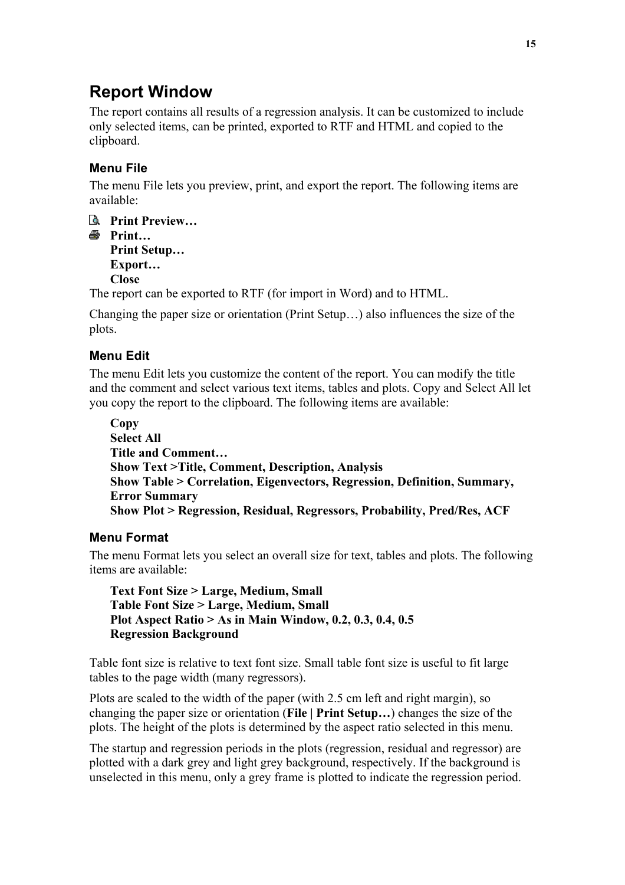## Report Window

The report contains all results of a regression analysis. It can be customized to include only selected items, can be printed, exported to RTF and HTML and copied to the clipboard.

### Menu File

The menu File lets you preview, print, and export the report. The following items are available:

**Print Preview…**
**Print…**
**Print Setup…**
**Export…**
**Close**

The report can be exported to RTF (for import in Word) and to HTML.

Changing the paper size or orientation (Print Setup…) also influences the size of the plots.

### Menu Edit

The menu Edit lets you customize the content of the report. You can modify the title and the comment and select various text items, tables and plots. Copy and Select All let you copy the report to the clipboard. The following items are available:

**Copy**
**Select All**
**Title and Comment…**
**Show Text >Title, Comment, Description, Analysis**
**Show Table > Correlation, Eigenvectors, Regression, Definition, Summary, Error Summary**
**Show Plot > Regression, Residual, Regressors, Probability, Pred/Res, ACF**

### Menu Format

The menu Format lets you select an overall size for text, tables and plots. The following items are available:

**Text Font Size > Large, Medium, Small**
**Table Font Size > Large, Medium, Small**
**Plot Aspect Ratio > As in Main Window, 0.2, 0.3, 0.4, 0.5**
**Regression Background**

Table font size is relative to text font size. Small table font size is useful to fit large tables to the page width (many regressors).

Plots are scaled to the width of the paper (with 2.5 cm left and right margin), so changing the paper size or orientation (**File | Print Setup…**) changes the size of the plots. The height of the plots is determined by the aspect ratio selected in this menu.

The startup and regression periods in the plots (regression, residual and regressor) are plotted with a dark grey and light grey background, respectively. If the background is unselected in this menu, only a grey frame is plotted to indicate the regression period.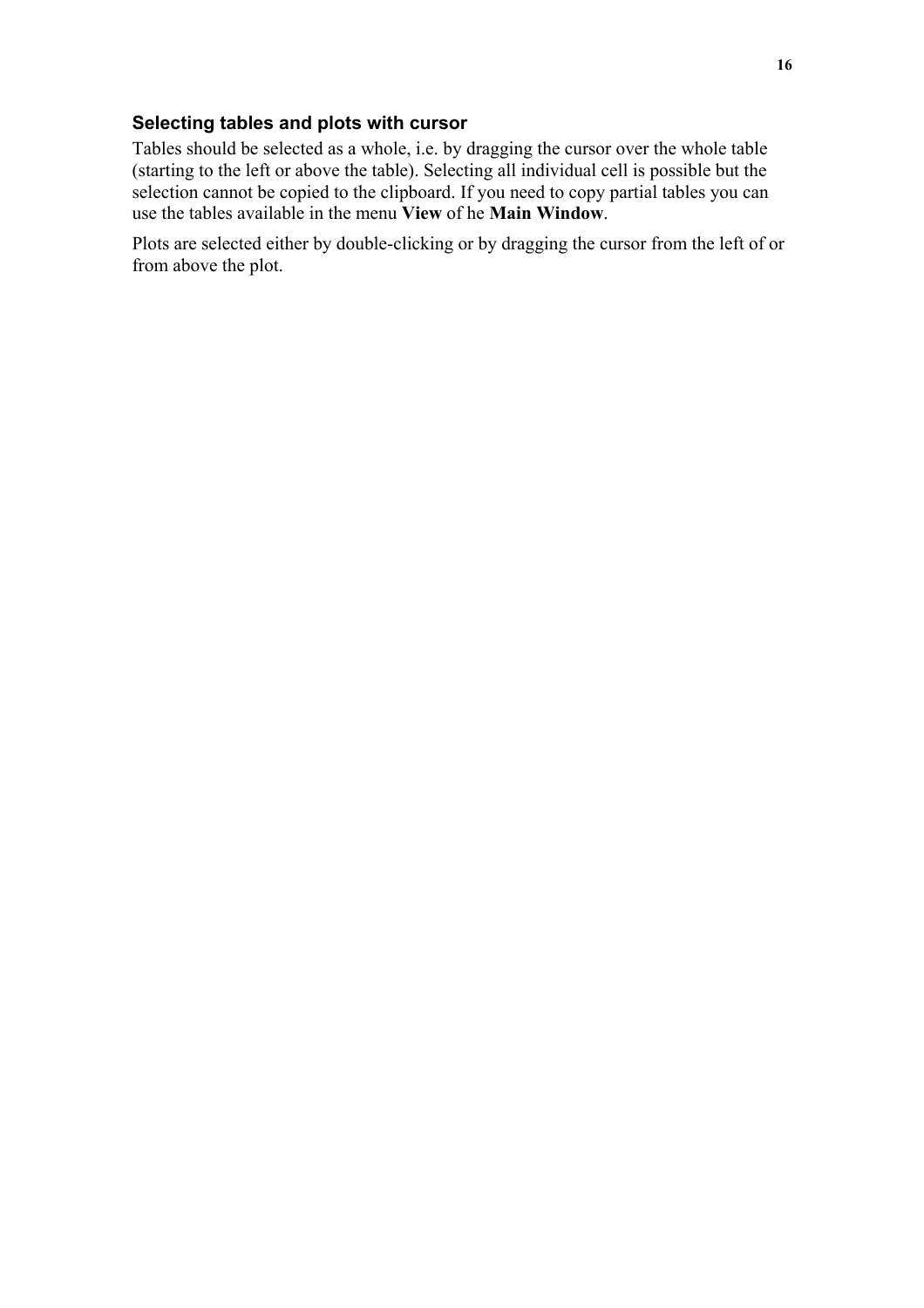### Selecting tables and plots with cursor

Tables should be selected as a whole, i.e. by dragging the cursor over the whole table (starting to the left or above the table). Selecting all individual cell is possible but the selection cannot be copied to the clipboard. If you need to copy partial tables you can use the tables available in the menu **View** of he **Main Window**.

Plots are selected either by double-clicking or by dragging the cursor from the left of or from above the plot.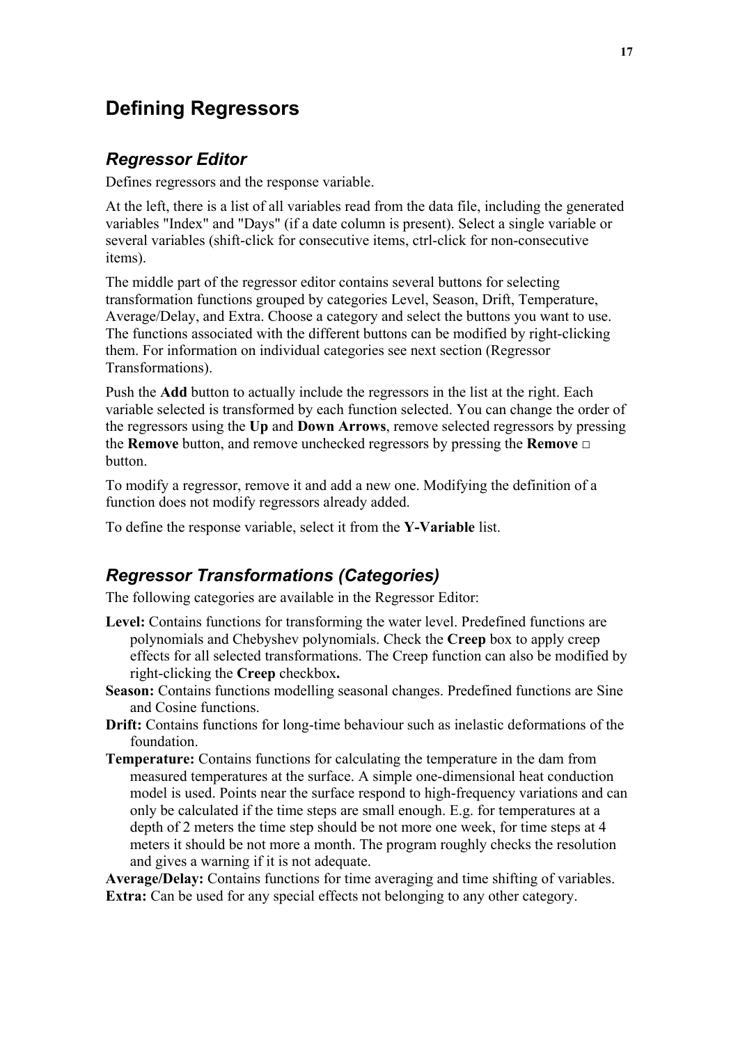# Defining Regressors

## *Regressor Editor*

Defines regressors and the response variable.

At the left, there is a list of all variables read from the data file, including the generated variables "Index" and "Days" (if a date column is present). Select a single variable or several variables (shift-click for consecutive items, ctrl-click for non-consecutive items).

The middle part of the regressor editor contains several buttons for selecting transformation functions grouped by categories Level, Season, Drift, Temperature, Average/Delay, and Extra. Choose a category and select the buttons you want to use. The functions associated with the different buttons can be modified by right-clicking them. For information on individual categories see next section (Regressor Transformations).

Push the **Add** button to actually include the regressors in the list at the right. Each variable selected is transformed by each function selected. You can change the order of the regressors using the **Up** and **Down Arrows**, remove selected regressors by pressing the **Remove** button, and remove unchecked regressors by pressing the **Remove □** button.

To modify a regressor, remove it and add a new one. Modifying the definition of a function does not modify regressors already added.

To define the response variable, select it from the **Y-Variable** list.

## *Regressor Transformations (Categories)*

The following categories are available in the Regressor Editor:

**Level:** Contains functions for transforming the water level. Predefined functions are polynomials and Chebyshev polynomials. Check the **Creep** box to apply creep effects for all selected transformations. The Creep function can also be modified by right-clicking the **Creep** checkbox**.**

**Season:** Contains functions modelling seasonal changes. Predefined functions are Sine and Cosine functions.

**Drift:** Contains functions for long-time behaviour such as inelastic deformations of the foundation.

**Temperature:** Contains functions for calculating the temperature in the dam from measured temperatures at the surface. A simple one-dimensional heat conduction model is used. Points near the surface respond to high-frequency variations and can only be calculated if the time steps are small enough. E.g. for temperatures at a depth of 2 meters the time step should be not more one week, for time steps at 4 meters it should be not more a month. The program roughly checks the resolution and gives a warning if it is not adequate.

**Average/Delay:** Contains functions for time averaging and time shifting of variables.

**Extra:** Can be used for any special effects not belonging to any other category.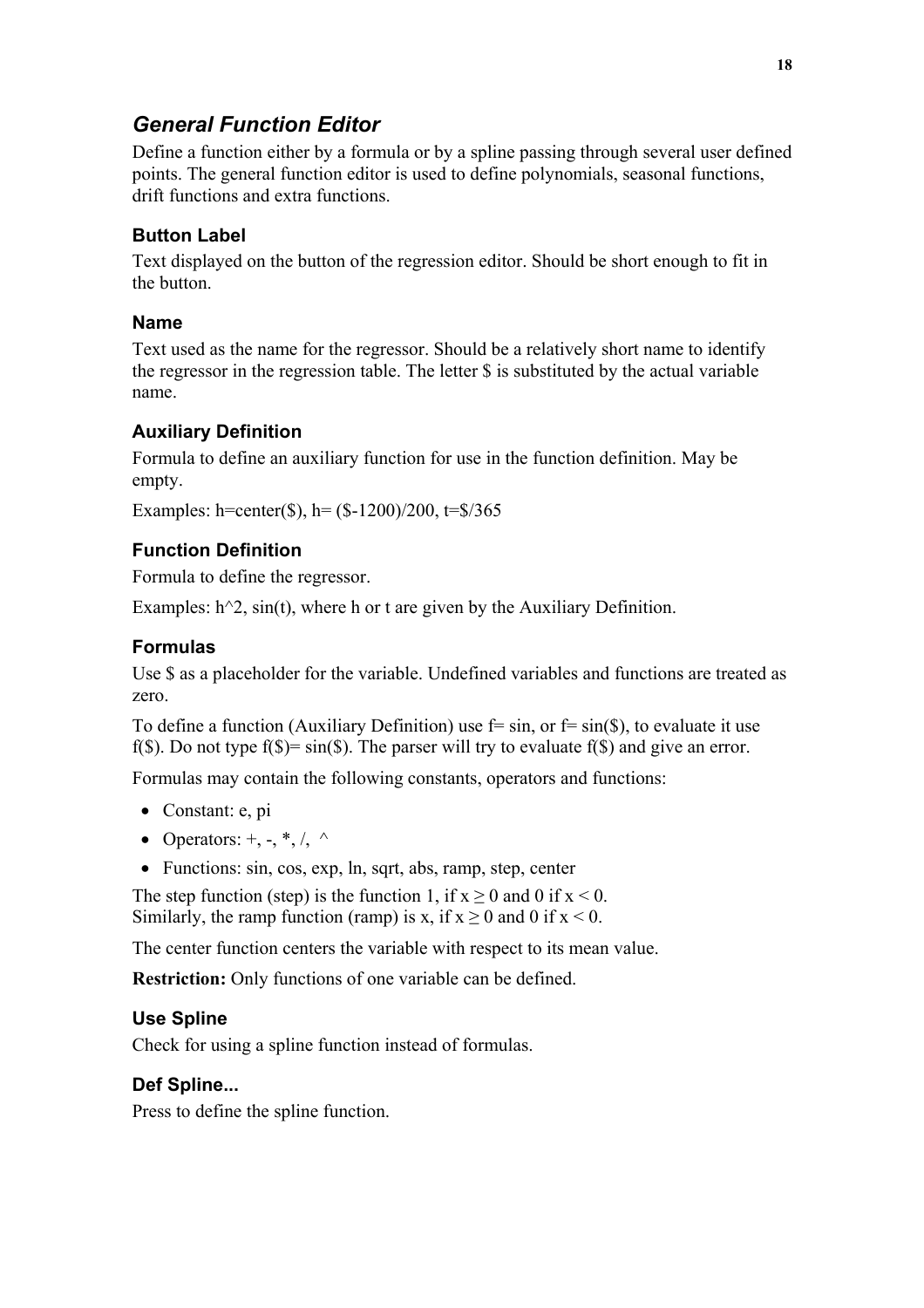## General Function Editor

Define a function either by a formula or by a spline passing through several user defined points. The general function editor is used to define polynomials, seasonal functions, drift functions and extra functions.

### Button Label

Text displayed on the button of the regression editor. Should be short enough to fit in the button.

### Name

Text used as the name for the regressor. Should be a relatively short name to identify the regressor in the regression table. The letter $ is substituted by the actual variable name.

### Auxiliary Definition

Formula to define an auxiliary function for use in the function definition. May be empty.

Examples: h=center($), h= ($-1200)/200, t=$/365

### Function Definition

Formula to define the regressor.

Examples: h^2, sin(t), where h or t are given by the Auxiliary Definition.

### Formulas

Use $ as a placeholder for the variable. Undefined variables and functions are treated as zero.

To define a function (Auxiliary Definition) use f= sin, or f= sin($), to evaluate it use f($). Do not type f($)= sin($). The parser will try to evaluate f($) and give an error.

Formulas may contain the following constants, operators and functions:

- Constant: e, pi
- Operators: +, -, *, /, ^
- Functions: sin, cos, exp, ln, sqrt, abs, ramp, step, center

The step function (step) is the function 1, if $x \geq 0$ and 0 if $x < 0$.
Similarly, the ramp function (ramp) is x, if $x \geq 0$ and 0 if $x < 0$.

The center function centers the variable with respect to its mean value.

**Restriction:** Only functions of one variable can be defined.

### Use Spline

Check for using a spline function instead of formulas.

### Def Spline...

Press to define the spline function.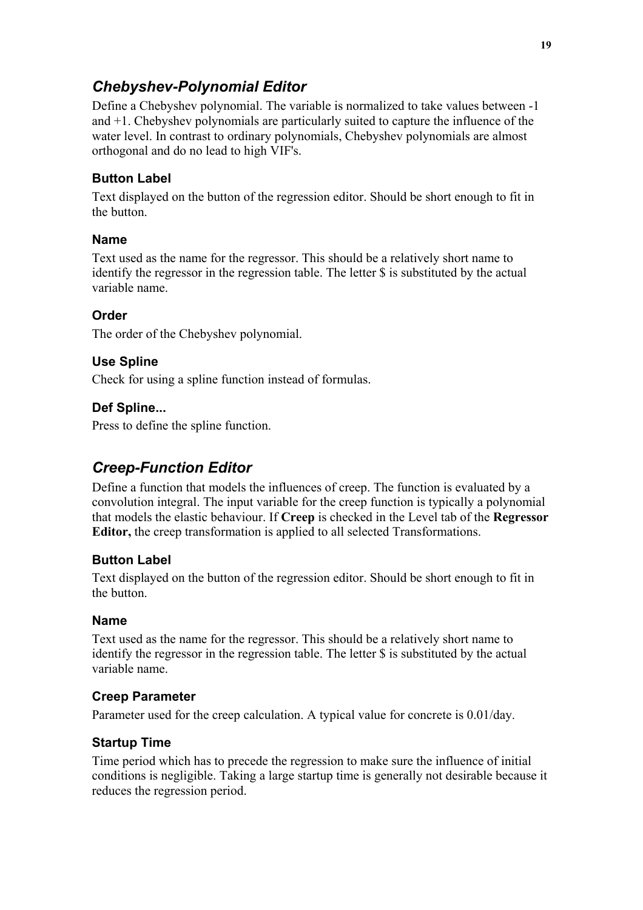## *Chebyshev-Polynomial Editor*

Define a Chebyshev polynomial. The variable is normalized to take values between -1 and +1. Chebyshev polynomials are particularly suited to capture the influence of the water level. In contrast to ordinary polynomials, Chebyshev polynomials are almost orthogonal and do no lead to high VIF's.

### Button Label

Text displayed on the button of the regression editor. Should be short enough to fit in the button.

### Name

Text used as the name for the regressor. This should be a relatively short name to identify the regressor in the regression table. The letter $ is substituted by the actual variable name.

### Order

The order of the Chebyshev polynomial.

### Use Spline

Check for using a spline function instead of formulas.

### Def Spline...

Press to define the spline function.

## *Creep-Function Editor*

Define a function that models the influences of creep. The function is evaluated by a convolution integral. The input variable for the creep function is typically a polynomial that models the elastic behaviour. If **Creep** is checked in the Level tab of the **Regressor Editor,** the creep transformation is applied to all selected Transformations.

### Button Label

Text displayed on the button of the regression editor. Should be short enough to fit in the button.

### Name

Text used as the name for the regressor. This should be a relatively short name to identify the regressor in the regression table. The letter $ is substituted by the actual variable name.

### Creep Parameter

Parameter used for the creep calculation. A typical value for concrete is 0.01/day.

### Startup Time

Time period which has to precede the regression to make sure the influence of initial conditions is negligible. Taking a large startup time is generally not desirable because it reduces the regression period.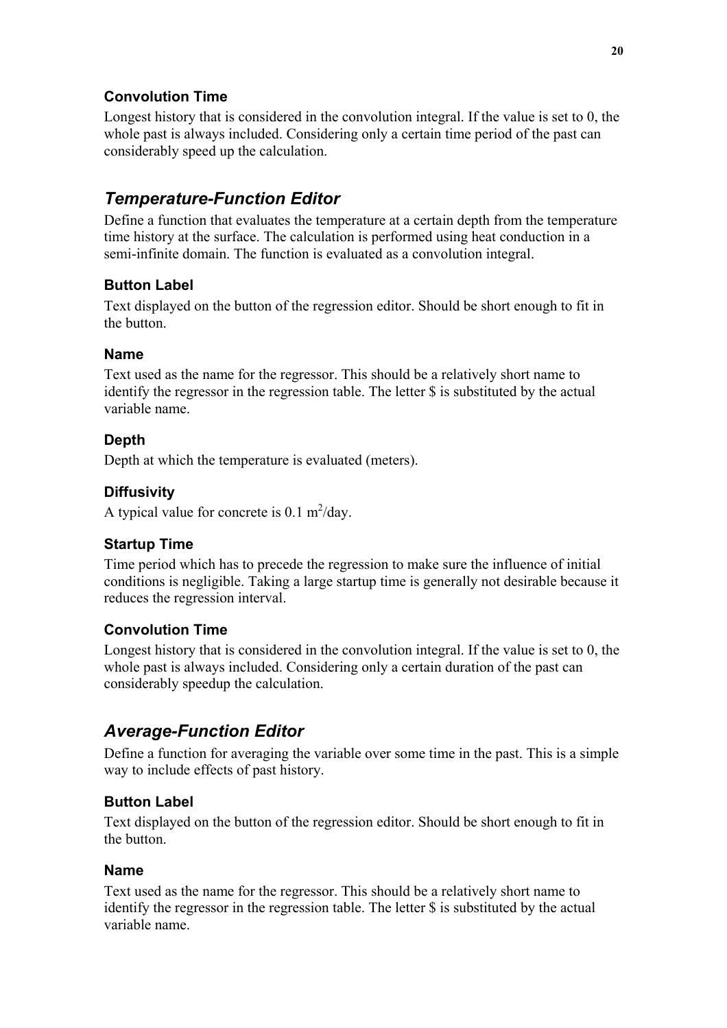### Convolution Time

Longest history that is considered in the convolution integral. If the value is set to 0, the whole past is always included. Considering only a certain time period of the past can considerably speed up the calculation.

## *Temperature-Function Editor*

Define a function that evaluates the temperature at a certain depth from the temperature time history at the surface. The calculation is performed using heat conduction in a semi-infinite domain. The function is evaluated as a convolution integral.

### Button Label

Text displayed on the button of the regression editor. Should be short enough to fit in the button.

### Name

Text used as the name for the regressor. This should be a relatively short name to identify the regressor in the regression table. The letter $ is substituted by the actual variable name.

### Depth

Depth at which the temperature is evaluated (meters).

### Diffusivity

A typical value for concrete is 0.1 $m^2$/day.

### Startup Time

Time period which has to precede the regression to make sure the influence of initial conditions is negligible. Taking a large startup time is generally not desirable because it reduces the regression interval.

### Convolution Time

Longest history that is considered in the convolution integral. If the value is set to 0, the whole past is always included. Considering only a certain duration of the past can considerably speedup the calculation.

## *Average-Function Editor*

Define a function for averaging the variable over some time in the past. This is a simple way to include effects of past history.

### Button Label

Text displayed on the button of the regression editor. Should be short enough to fit in the button.

### Name

Text used as the name for the regressor. This should be a relatively short name to identify the regressor in the regression table. The letter $ is substituted by the actual variable name.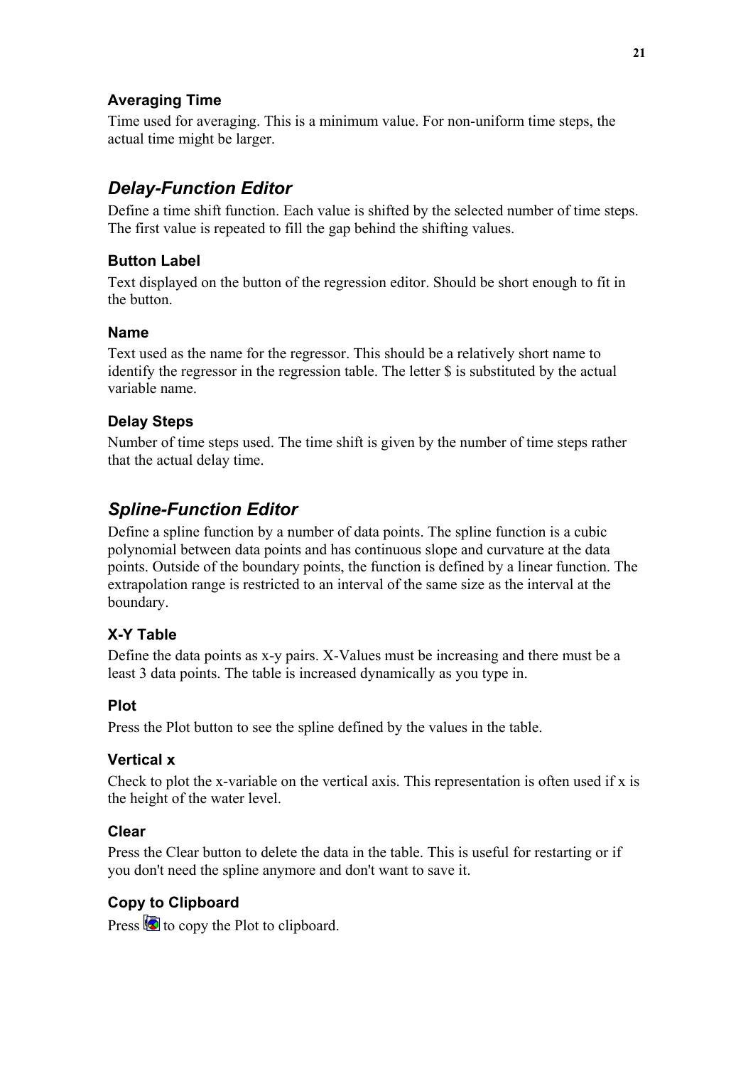### Averaging Time

Time used for averaging. This is a minimum value. For non-uniform time steps, the actual time might be larger.

## *Delay-Function Editor*

Define a time shift function. Each value is shifted by the selected number of time steps. The first value is repeated to fill the gap behind the shifting values.

### Button Label

Text displayed on the button of the regression editor. Should be short enough to fit in the button.

### Name

Text used as the name for the regressor. This should be a relatively short name to identify the regressor in the regression table. The letter $ is substituted by the actual variable name.

### Delay Steps

Number of time steps used. The time shift is given by the number of time steps rather that the actual delay time.

## *Spline-Function Editor*

Define a spline function by a number of data points. The spline function is a cubic polynomial between data points and has continuous slope and curvature at the data points. Outside of the boundary points, the function is defined by a linear function. The extrapolation range is restricted to an interval of the same size as the interval at the boundary.

### X-Y Table

Define the data points as x-y pairs. X-Values must be increasing and there must be a least 3 data points. The table is increased dynamically as you type in.

### Plot

Press the Plot button to see the spline defined by the values in the table.

### Vertical x

Check to plot the x-variable on the vertical axis. This representation is often used if x is the height of the water level.

### Clear

Press the Clear button to delete the data in the table. This is useful for restarting or if you don't need the spline anymore and don't want to save it.

### Copy to Clipboard

Press to copy the Plot to clipboard.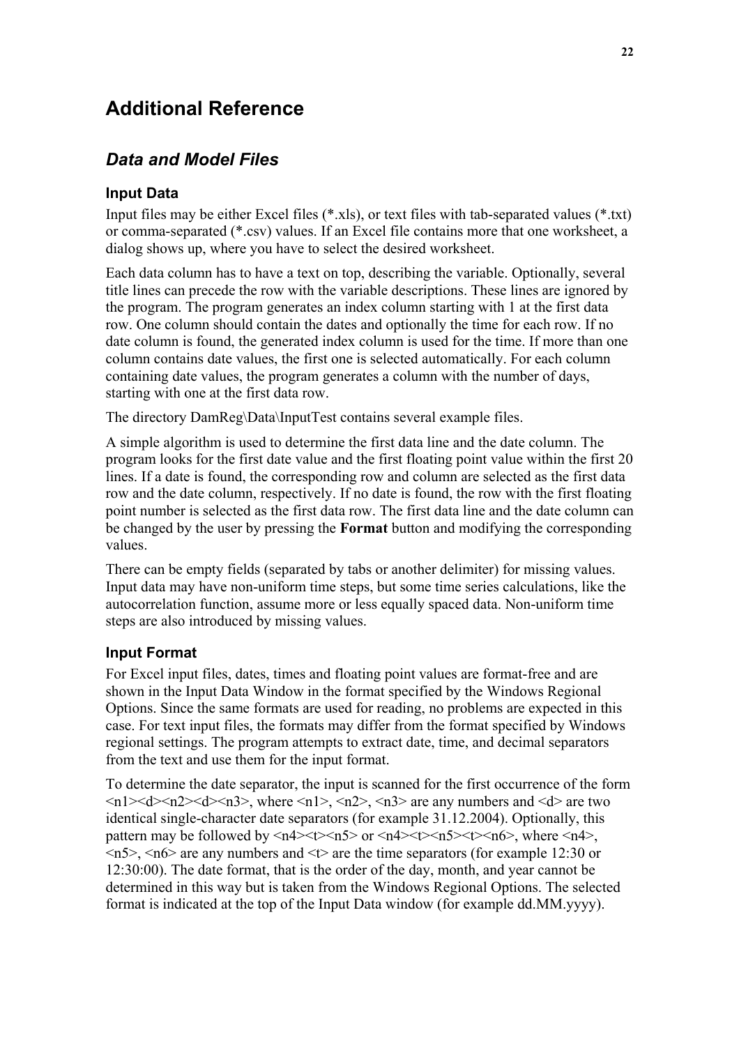# Additional Reference

## *Data and Model Files*

### Input Data

Input files may be either Excel files (*.xls), or text files with tab-separated values (*.txt) or comma-separated (*.csv) values. If an Excel file contains more that one worksheet, a dialog shows up, where you have to select the desired worksheet.

Each data column has to have a text on top, describing the variable. Optionally, several title lines can precede the row with the variable descriptions. These lines are ignored by the program. The program generates an index column starting with 1 at the first data row. One column should contain the dates and optionally the time for each row. If no date column is found, the generated index column is used for the time. If more than one column contains date values, the first one is selected automatically. For each column containing date values, the program generates a column with the number of days, starting with one at the first data row.

The directory DamReg\Data\InputTest contains several example files.

A simple algorithm is used to determine the first data line and the date column. The program looks for the first date value and the first floating point value within the first 20 lines. If a date is found, the corresponding row and column are selected as the first data row and the date column, respectively. If no date is found, the row with the first floating point number is selected as the first data row. The first data line and the date column can be changed by the user by pressing the **Format** button and modifying the corresponding values.

There can be empty fields (separated by tabs or another delimiter) for missing values. Input data may have non-uniform time steps, but some time series calculations, like the autocorrelation function, assume more or less equally spaced data. Non-uniform time steps are also introduced by missing values.

### Input Format

For Excel input files, dates, times and floating point values are format-free and are shown in the Input Data Window in the format specified by the Windows Regional Options. Since the same formats are used for reading, no problems are expected in this case. For text input files, the formats may differ from the format specified by Windows regional settings. The program attempts to extract date, time, and decimal separators from the text and use them for the input format.

To determine the date separator, the input is scanned for the first occurrence of the form <n1><d><n2><d><n3>, where <n1>, <n2>, <n3> are any numbers and <d> are two identical single-character date separators (for example 31.12.2004). Optionally, this pattern may be followed by <n4><t><n5> or <n4><t><n5><t><n6>, where <n4>, <n5>, <n6> are any numbers and <t> are the time separators (for example 12:30 or 12:30:00). The date format, that is the order of the day, month, and year cannot be determined in this way but is taken from the Windows Regional Options. The selected format is indicated at the top of the Input Data window (for example dd.MM.yyyy).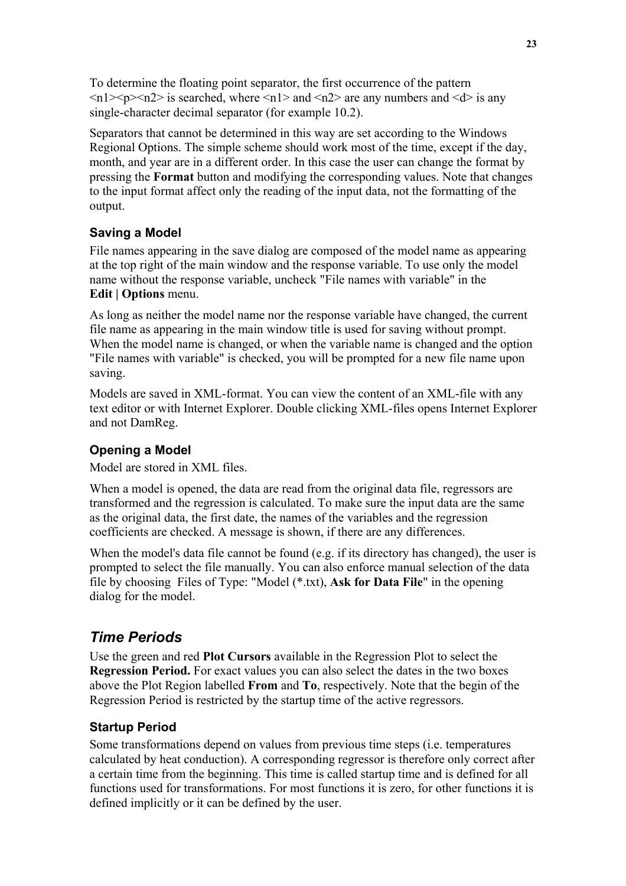To determine the floating point separator, the first occurrence of the pattern <n1><p><n2> is searched, where <n1> and <n2> are any numbers and <d> is any single-character decimal separator (for example 10.2).

Separators that cannot be determined in this way are set according to the Windows Regional Options. The simple scheme should work most of the time, except if the day, month, and year are in a different order. In this case the user can change the format by pressing the **Format** button and modifying the corresponding values. Note that changes to the input format affect only the reading of the input data, not the formatting of the output.

### Saving a Model

File names appearing in the save dialog are composed of the model name as appearing at the top right of the main window and the response variable. To use only the model name without the response variable, uncheck "File names with variable" in the **Edit | Options** menu.

As long as neither the model name nor the response variable have changed, the current file name as appearing in the main window title is used for saving without prompt. When the model name is changed, or when the variable name is changed and the option "File names with variable" is checked, you will be prompted for a new file name upon saving.

Models are saved in XML-format. You can view the content of an XML-file with any text editor or with Internet Explorer. Double clicking XML-files opens Internet Explorer and not DamReg.

### Opening a Model

Model are stored in XML files.

When a model is opened, the data are read from the original data file, regressors are transformed and the regression is calculated. To make sure the input data are the same as the original data, the first date, the names of the variables and the regression coefficients are checked. A message is shown, if there are any differences.

When the model's data file cannot be found (e.g. if its directory has changed), the user is prompted to select the file manually. You can also enforce manual selection of the data file by choosing Files of Type: "Model (*.txt), **Ask for Data File**" in the opening dialog for the model.

## *Time Periods*

Use the green and red **Plot Cursors** available in the Regression Plot to select the **Regression Period.** For exact values you can also select the dates in the two boxes above the Plot Region labelled **From** and **To**, respectively. Note that the begin of the Regression Period is restricted by the startup time of the active regressors.

### Startup Period

Some transformations depend on values from previous time steps (i.e. temperatures calculated by heat conduction). A corresponding regressor is therefore only correct after a certain time from the beginning. This time is called startup time and is defined for all functions used for transformations. For most functions it is zero, for other functions it is defined implicitly or it can be defined by the user.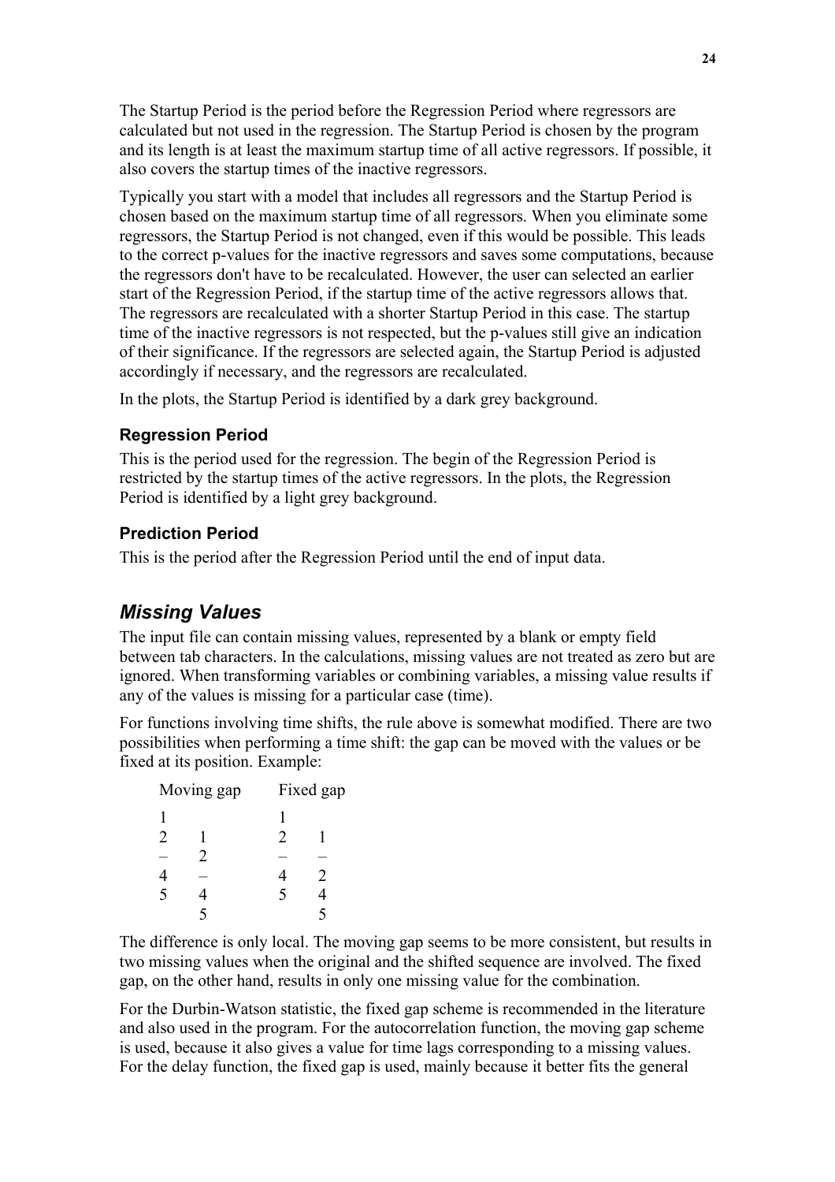The Startup Period is the period before the Regression Period where regressors are calculated but not used in the regression. The Startup Period is chosen by the program and its length is at least the maximum startup time of all active regressors. If possible, it also covers the startup times of the inactive regressors.

Typically you start with a model that includes all regressors and the Startup Period is chosen based on the maximum startup time of all regressors. When you eliminate some regressors, the Startup Period is not changed, even if this would be possible. This leads to the correct p-values for the inactive regressors and saves some computations, because the regressors don't have to be recalculated. However, the user can selected an earlier start of the Regression Period, if the startup time of the active regressors allows that. The regressors are recalculated with a shorter Startup Period in this case. The startup time of the inactive regressors is not respected, but the p-values still give an indication of their significance. If the regressors are selected again, the Startup Period is adjusted accordingly if necessary, and the regressors are recalculated.

In the plots, the Startup Period is identified by a dark grey background.

### Regression Period

This is the period used for the regression. The begin of the Regression Period is restricted by the startup times of the active regressors. In the plots, the Regression Period is identified by a light grey background.

### Prediction Period

This is the period after the Regression Period until the end of input data.

## *Missing Values*

The input file can contain missing values, represented by a blank or empty field between tab characters. In the calculations, missing values are not treated as zero but are ignored. When transforming variables or combining variables, a missing value results if any of the values is missing for a particular case (time).

For functions involving time shifts, the rule above is somewhat modified. There are two possibilities when performing a time shift: the gap can be moved with the values or be fixed at its position. Example:

| Moving gap | | Fixed gap | |
|---|---|---|---|
| 1 | | 1 | |
| 2 | 1 | 2 | 1 |
| – | 2 | – | – |
| 4 | – | 4 | 2 |
| 5 | 4 | 5 | 4 |
| | 5 | | 5 |

The difference is only local. The moving gap seems to be more consistent, but results in two missing values when the original and the shifted sequence are involved. The fixed gap, on the other hand, results in only one missing value for the combination.

For the Durbin-Watson statistic, the fixed gap scheme is recommended in the literature and also used in the program. For the autocorrelation function, the moving gap scheme is used, because it also gives a value for time lags corresponding to a missing values. For the delay function, the fixed gap is used, mainly because it better fits the general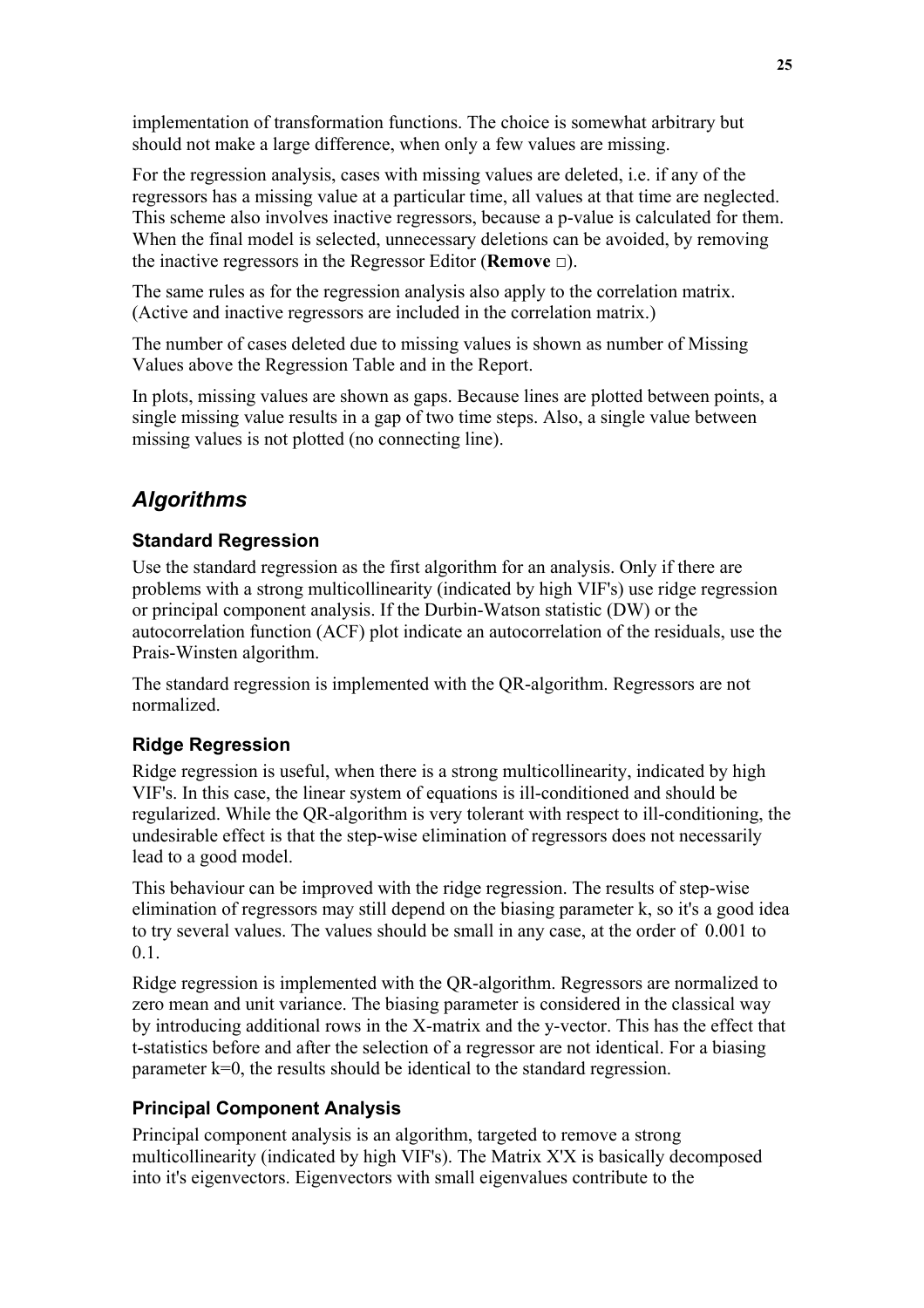implementation of transformation functions. The choice is somewhat arbitrary but should not make a large difference, when only a few values are missing.

For the regression analysis, cases with missing values are deleted, i.e. if any of the regressors has a missing value at a particular time, all values at that time are neglected. This scheme also involves inactive regressors, because a p-value is calculated for them. When the final model is selected, unnecessary deletions can be avoided, by removing the inactive regressors in the Regressor Editor (**Remove** □).

The same rules as for the regression analysis also apply to the correlation matrix. (Active and inactive regressors are included in the correlation matrix.)

The number of cases deleted due to missing values is shown as number of Missing Values above the Regression Table and in the Report.

In plots, missing values are shown as gaps. Because lines are plotted between points, a single missing value results in a gap of two time steps. Also, a single value between missing values is not plotted (no connecting line).

## *Algorithms*

### Standard Regression

Use the standard regression as the first algorithm for an analysis. Only if there are problems with a strong multicollinearity (indicated by high VIF's) use ridge regression or principal component analysis. If the Durbin-Watson statistic (DW) or the autocorrelation function (ACF) plot indicate an autocorrelation of the residuals, use the Prais-Winsten algorithm.

The standard regression is implemented with the QR-algorithm. Regressors are not normalized.

### Ridge Regression

Ridge regression is useful, when there is a strong multicollinearity, indicated by high VIF's. In this case, the linear system of equations is ill-conditioned and should be regularized. While the QR-algorithm is very tolerant with respect to ill-conditioning, the undesirable effect is that the step-wise elimination of regressors does not necessarily lead to a good model.

This behaviour can be improved with the ridge regression. The results of step-wise elimination of regressors may still depend on the biasing parameter k, so it's a good idea to try several values. The values should be small in any case, at the order of 0.001 to 0.1.

Ridge regression is implemented with the QR-algorithm. Regressors are normalized to zero mean and unit variance. The biasing parameter is considered in the classical way by introducing additional rows in the X-matrix and the y-vector. This has the effect that t-statistics before and after the selection of a regressor are not identical. For a biasing parameter k=0, the results should be identical to the standard regression.

### Principal Component Analysis

Principal component analysis is an algorithm, targeted to remove a strong multicollinearity (indicated by high VIF's). The Matrix X'X is basically decomposed into it's eigenvectors. Eigenvectors with small eigenvalues contribute to the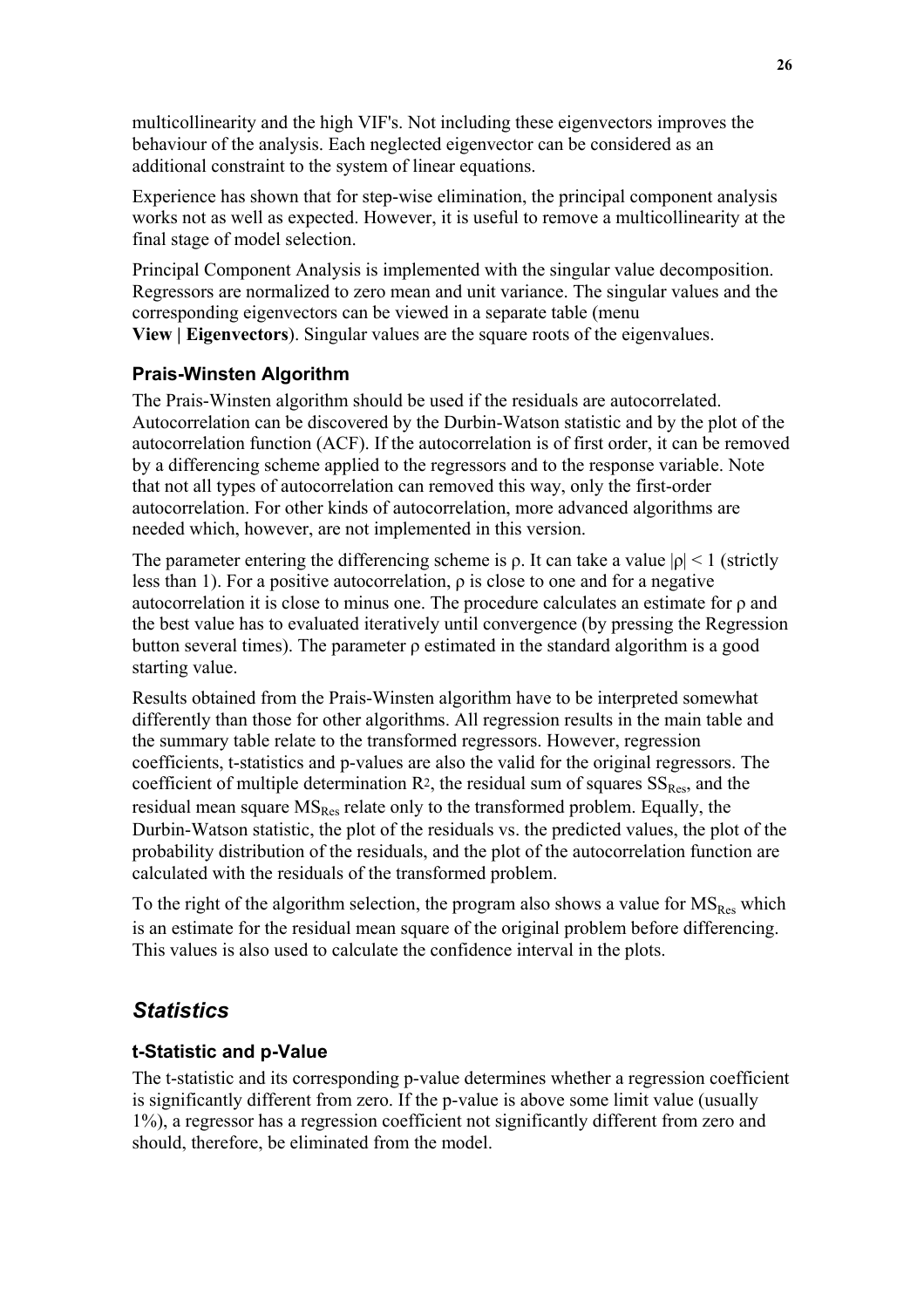multicollinearity and the high VIF's. Not including these eigenvectors improves the behaviour of the analysis. Each neglected eigenvector can be considered as an additional constraint to the system of linear equations.

Experience has shown that for step-wise elimination, the principal component analysis works not as well as expected. However, it is useful to remove a multicollinearity at the final stage of model selection.

Principal Component Analysis is implemented with the singular value decomposition. Regressors are normalized to zero mean and unit variance. The singular values and the corresponding eigenvectors can be viewed in a separate table (menu **View | Eigenvectors**). Singular values are the square roots of the eigenvalues.

### Prais-Winsten Algorithm

The Prais-Winsten algorithm should be used if the residuals are autocorrelated. Autocorrelation can be discovered by the Durbin-Watson statistic and by the plot of the autocorrelation function (ACF). If the autocorrelation is of first order, it can be removed by a differencing scheme applied to the regressors and to the response variable. Note that not all types of autocorrelation can removed this way, only the first-order autocorrelation. For other kinds of autocorrelation, more advanced algorithms are needed which, however, are not implemented in this version.

The parameter entering the differencing scheme is $\rho$. It can take a value $|\rho| < 1$ (strictly less than 1). For a positive autocorrelation, $\rho$ is close to one and for a negative autocorrelation it is close to minus one. The procedure calculates an estimate for $\rho$ and the best value has to evaluated iteratively until convergence (by pressing the Regression button several times). The parameter $\rho$ estimated in the standard algorithm is a good starting value.

Results obtained from the Prais-Winsten algorithm have to be interpreted somewhat differently than those for other algorithms. All regression results in the main table and the summary table relate to the transformed regressors. However, regression coefficients, t-statistics and p-values are also the valid for the original regressors. The coefficient of multiple determination $R^2$, the residual sum of squares $SS_{Res}$, and the residual mean square $MS_{Res}$ relate only to the transformed problem. Equally, the Durbin-Watson statistic, the plot of the residuals vs. the predicted values, the plot of the probability distribution of the residuals, and the plot of the autocorrelation function are calculated with the residuals of the transformed problem.

To the right of the algorithm selection, the program also shows a value for $MS_{Res}$ which is an estimate for the residual mean square of the original problem before differencing. This values is also used to calculate the confidence interval in the plots.

## *Statistics*

### t-Statistic and p-Value

The t-statistic and its corresponding p-value determines whether a regression coefficient is significantly different from zero. If the p-value is above some limit value (usually 1%), a regressor has a regression coefficient not significantly different from zero and should, therefore, be eliminated from the model.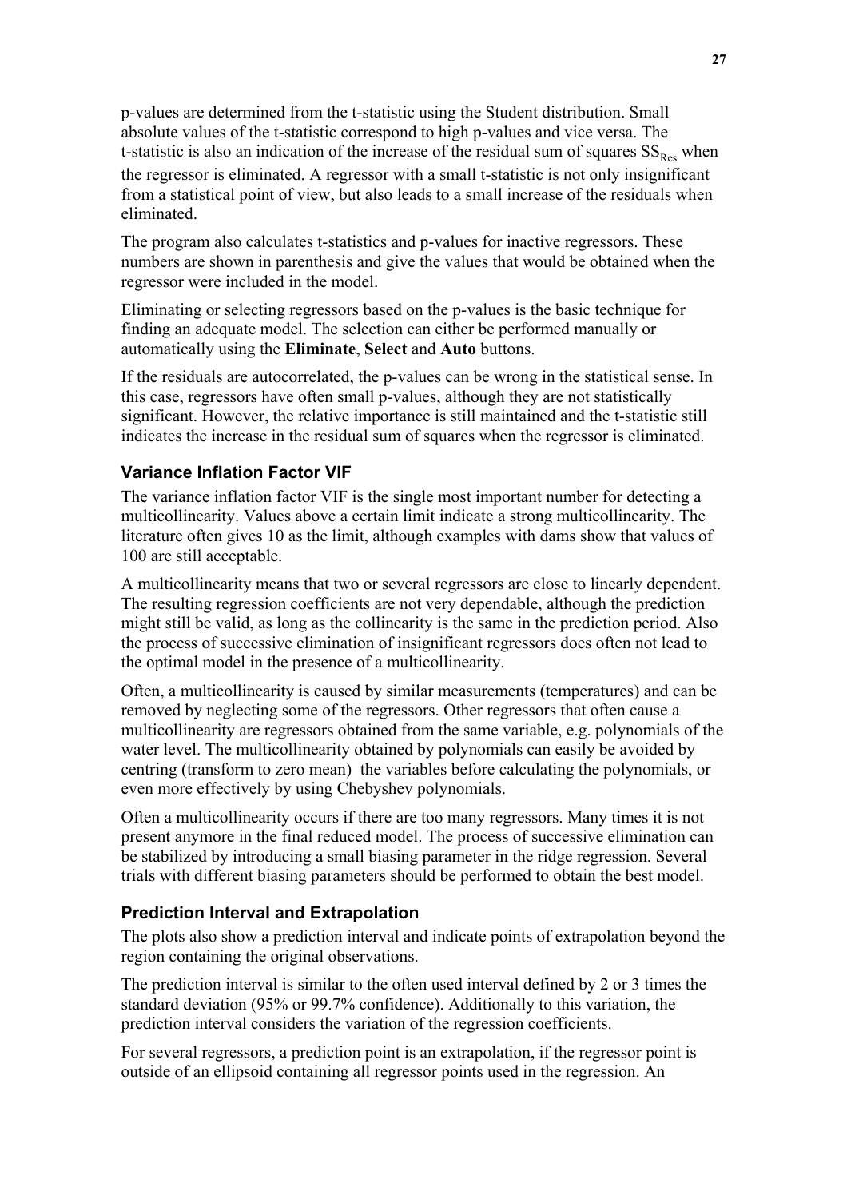p-values are determined from the t-statistic using the Student distribution. Small absolute values of the t-statistic correspond to high p-values and vice versa. The t-statistic is also an indication of the increase of the residual sum of squares $SS_{Res}$ when the regressor is eliminated. A regressor with a small t-statistic is not only insignificant from a statistical point of view, but also leads to a small increase of the residuals when eliminated.

The program also calculates t-statistics and p-values for inactive regressors. These numbers are shown in parenthesis and give the values that would be obtained when the regressor were included in the model.

Eliminating or selecting regressors based on the p-values is the basic technique for finding an adequate model. The selection can either be performed manually or automatically using the **Eliminate**, **Select** and **Auto** buttons.

If the residuals are autocorrelated, the p-values can be wrong in the statistical sense. In this case, regressors have often small p-values, although they are not statistically significant. However, the relative importance is still maintained and the t-statistic still indicates the increase in the residual sum of squares when the regressor is eliminated.

### Variance Inflation Factor VIF

The variance inflation factor VIF is the single most important number for detecting a multicollinearity. Values above a certain limit indicate a strong multicollinearity. The literature often gives 10 as the limit, although examples with dams show that values of 100 are still acceptable.

A multicollinearity means that two or several regressors are close to linearly dependent. The resulting regression coefficients are not very dependable, although the prediction might still be valid, as long as the collinearity is the same in the prediction period. Also the process of successive elimination of insignificant regressors does often not lead to the optimal model in the presence of a multicollinearity.

Often, a multicollinearity is caused by similar measurements (temperatures) and can be removed by neglecting some of the regressors. Other regressors that often cause a multicollinearity are regressors obtained from the same variable, e.g. polynomials of the water level. The multicollinearity obtained by polynomials can easily be avoided by centring (transform to zero mean) the variables before calculating the polynomials, or even more effectively by using Chebyshev polynomials.

Often a multicollinearity occurs if there are too many regressors. Many times it is not present anymore in the final reduced model. The process of successive elimination can be stabilized by introducing a small biasing parameter in the ridge regression. Several trials with different biasing parameters should be performed to obtain the best model.

### Prediction Interval and Extrapolation

The plots also show a prediction interval and indicate points of extrapolation beyond the region containing the original observations.

The prediction interval is similar to the often used interval defined by 2 or 3 times the standard deviation (95% or 99.7% confidence). Additionally to this variation, the prediction interval considers the variation of the regression coefficients.

For several regressors, a prediction point is an extrapolation, if the regressor point is outside of an ellipsoid containing all regressor points used in the regression. An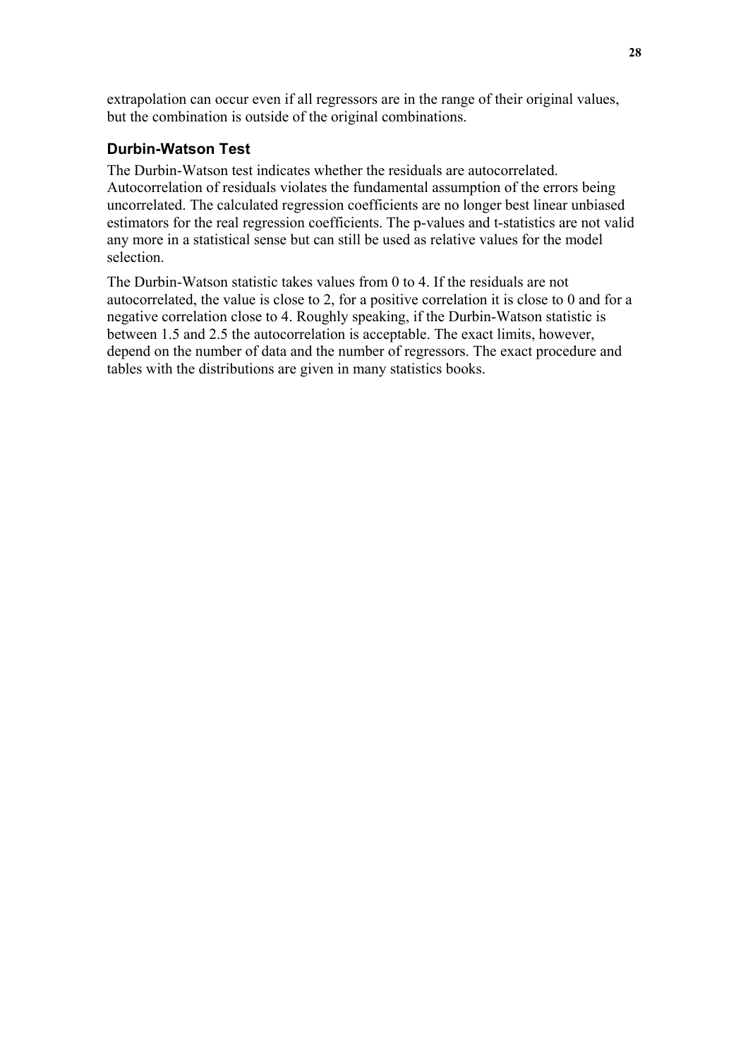extrapolation can occur even if all regressors are in the range of their original values, but the combination is outside of the original combinations.

### Durbin-Watson Test

The Durbin-Watson test indicates whether the residuals are autocorrelated. Autocorrelation of residuals violates the fundamental assumption of the errors being uncorrelated. The calculated regression coefficients are no longer best linear unbiased estimators for the real regression coefficients. The p-values and t-statistics are not valid any more in a statistical sense but can still be used as relative values for the model selection.

The Durbin-Watson statistic takes values from 0 to 4. If the residuals are not autocorrelated, the value is close to 2, for a positive correlation it is close to 0 and for a negative correlation close to 4. Roughly speaking, if the Durbin-Watson statistic is between 1.5 and 2.5 the autocorrelation is acceptable. The exact limits, however, depend on the number of data and the number of regressors. The exact procedure and tables with the distributions are given in many statistics books.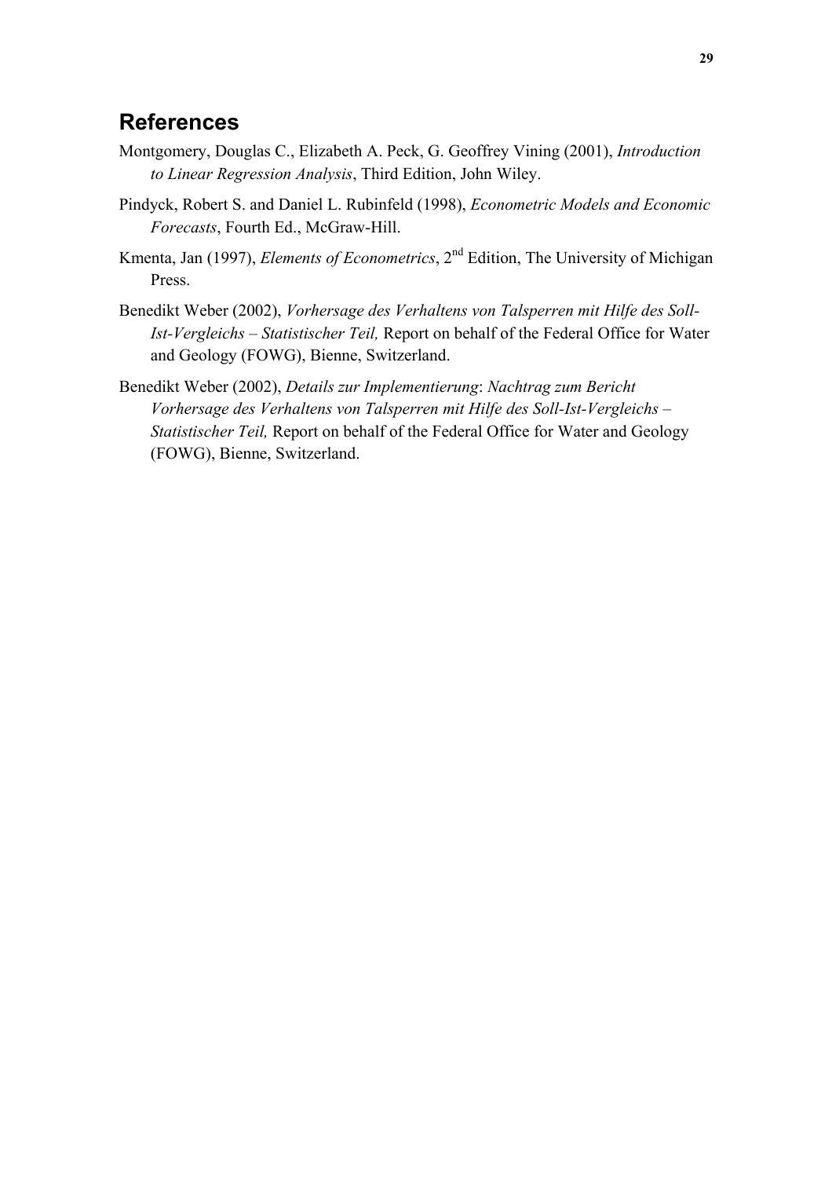## References

Montgomery, Douglas C., Elizabeth A. Peck, G. Geoffrey Vining (2001), *Introduction to Linear Regression Analysis*, Third Edition, John Wiley.

Pindyck, Robert S. and Daniel L. Rubinfeld (1998), *Econometric Models and Economic Forecasts*, Fourth Ed., McGraw-Hill.

Kmenta, Jan (1997), *Elements of Econometrics*, 2nd Edition, The University of Michigan Press.

Benedikt Weber (2002), *Vorhersage des Verhaltens von Talsperren mit Hilfe des Soll-Ist-Vergleichs – Statistischer Teil,* Report on behalf of the Federal Office for Water and Geology (FOWG), Bienne, Switzerland.

Benedikt Weber (2002), *Details zur Implementierung*: *Nachtrag zum Bericht Vorhersage des Verhaltens von Talsperren mit Hilfe des Soll-Ist-Vergleichs – Statistischer Teil,* Report on behalf of the Federal Office for Water and Geology (FOWG), Bienne, Switzerland.